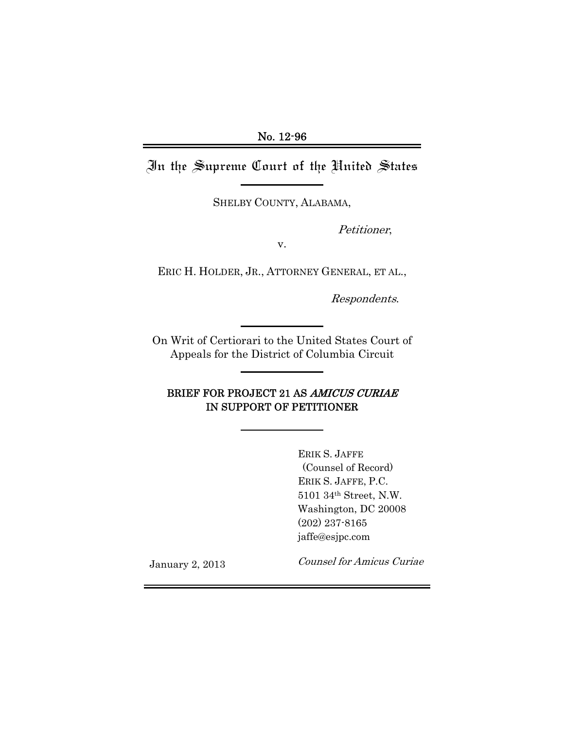No. 12-96

# In the Supreme Court of the United States

SHELBY COUNTY, ALABAMA,

*Petitioner*,

v.

ERIC H. HOLDER, JR., ATTORNEY GENERAL, ET AL.,

*Respondents*.

On Writ of Certiorari to the United States Court of Appeals for the District of Columbia Circuit

## BRIEF FOR PROJECT 21 AS *AMICUS CURIAE* IN SUPPORT OF PETITIONER

ERIK S. JAFFE
(Counsel of Record)
ERIK S. JAFFE, P.C.
5101 34th Street, N.W.
Washington, DC 20008
(202) 237-8165
jaffe@esjpc.com

*Counsel for Amicus Curiae*

January 2, 2013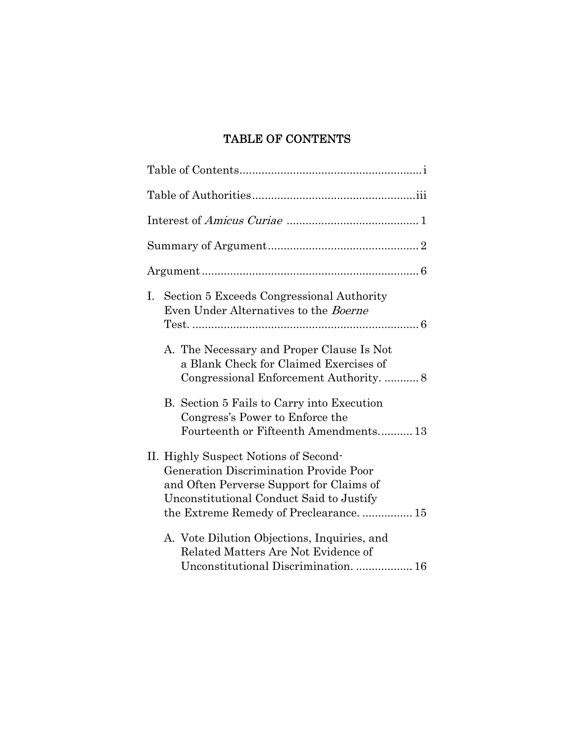# TABLE OF CONTENTS

Table of Contents .......................................................... i

Table of Authorities .................................................... iii

Interest of *Amicus Curiae* .......................................... 1

Summary of Argument ................................................ 2

Argument ..................................................................... 6

I. Section 5 Exceeds Congressional Authority Even Under Alternatives to the *Boerne* Test. ........................................................................ 6

   A. The Necessary and Proper Clause Is Not a Blank Check for Claimed Exercises of Congressional Enforcement Authority. ........... 8

   B. Section 5 Fails to Carry into Execution Congress's Power to Enforce the Fourteenth or Fifteenth Amendments........... 13

II. Highly Suspect Notions of Second-Generation Discrimination Provide Poor and Often Perverse Support for Claims of Unconstitutional Conduct Said to Justify the Extreme Remedy of Preclearance. ................ 15

   A. Vote Dilution Objections, Inquiries, and Related Matters Are Not Evidence of Unconstitutional Discrimination. .................. 16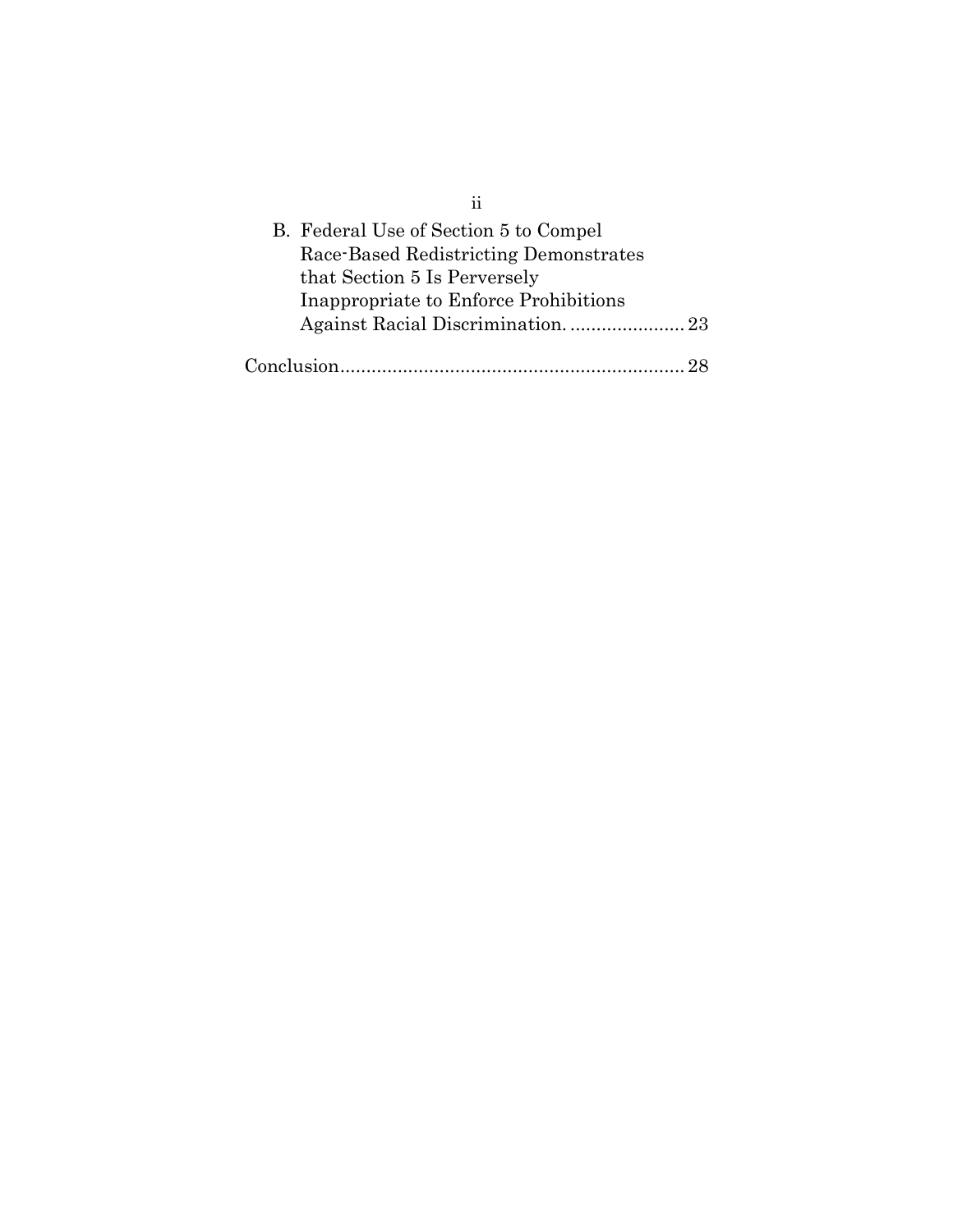B. Federal Use of Section 5 to Compel Race-Based Redistricting Demonstrates that Section 5 Is Perversely Inappropriate to Enforce Prohibitions Against Racial Discrimination. ...................... 23

Conclusion................................................................. 28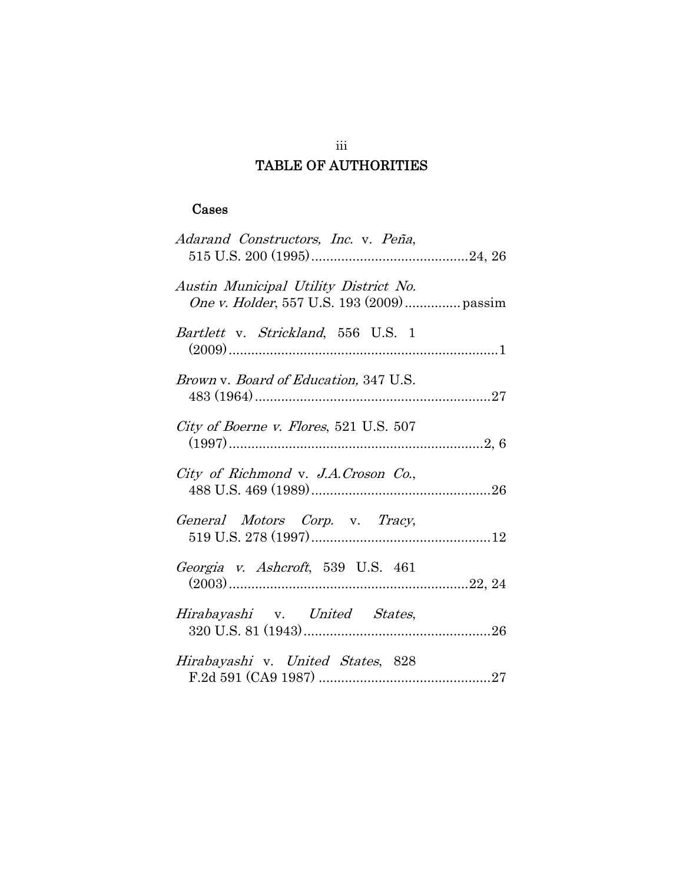# TABLE OF AUTHORITIES

## Cases

*Adarand Constructors, Inc.* v. *Peña*, 515 U.S. 200 (1995) .......................................... 24, 26

*Austin Municipal Utility District No. One v. Holder*, 557 U.S. 193 (2009) ............... passim

*Bartlett* v. *Strickland*, 556 U.S. 1 (2009) ........................................................................ 1

*Brown* v. *Board of Education,* 347 U.S. 483 (1964) ............................................................... 27

*City of Boerne v. Flores*, 521 U.S. 507 (1997) .................................................................... 2, 6

*City of Richmond* v. *J.A.Croson Co.*, 488 U.S. 469 (1989) ................................................ 26

*General Motors Corp.* v. *Tracy*, 519 U.S. 278 (1997) ................................................ 12

*Georgia v. Ashcroft*, 539 U.S. 461 (2003) ................................................................ 22, 24

*Hirabayashi* v. *United States*, 320 U.S. 81 (1943) .................................................. 26

*Hirabayashi* v. *United States*, 828 F.2d 591 (CA9 1987) .............................................. 27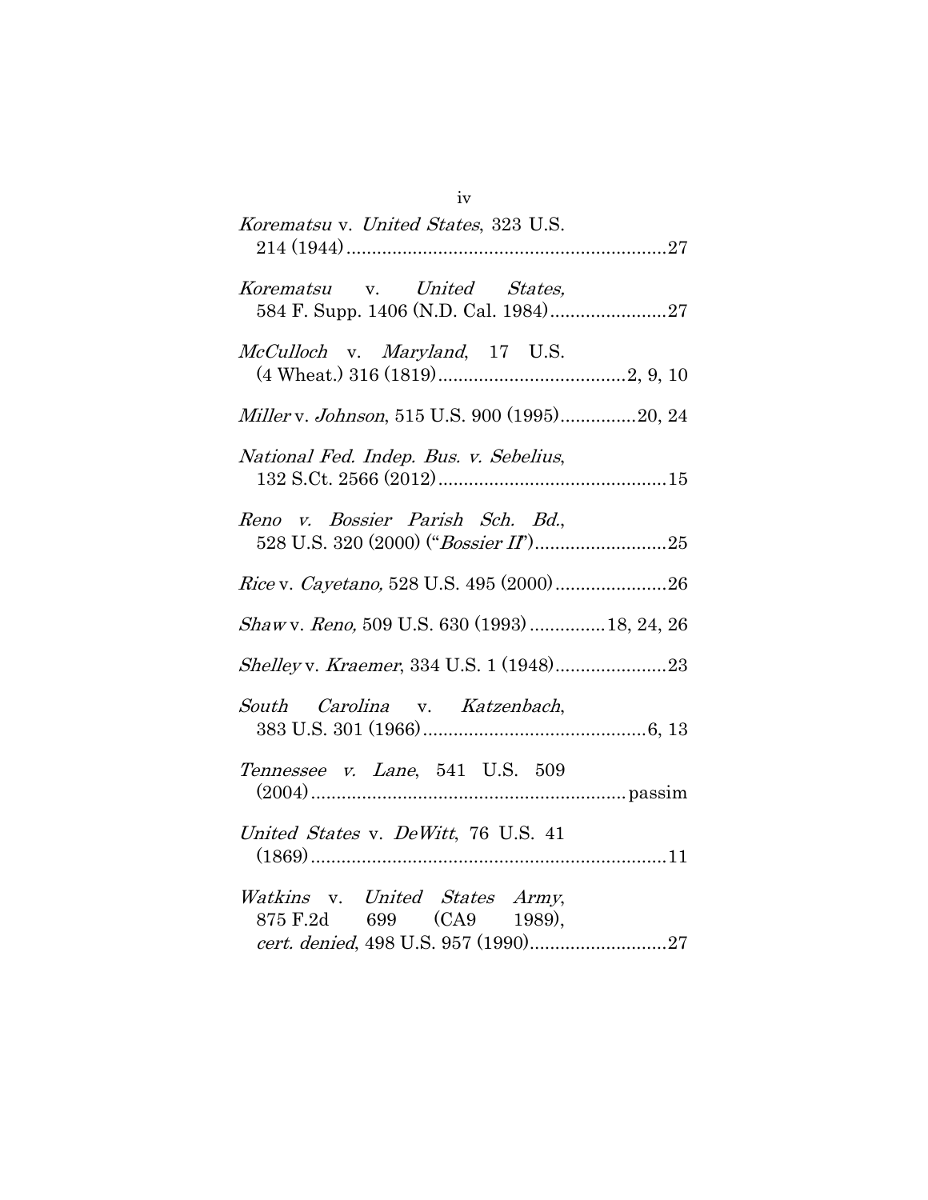*Korematsu* v. *United States*, 323 U.S. 214 (1944) ............................................................. 27

*Korematsu* v. *United States*, 584 F. Supp. 1406 (N.D. Cal. 1984) ...................... 27

*McCulloch* v. *Maryland*, 17 U.S. (4 Wheat.) 316 (1819) .................................... 2, 9, 10

*Miller* v. *Johnson*, 515 U.S. 900 (1995) ............... 20, 24

*National Fed. Indep. Bus. v. Sebelius*, 132 S.Ct. 2566 (2012) ............................................ 15

*Reno v. Bossier Parish Sch. Bd.*, 528 U.S. 320 (2000) ("*Bossier II*") ......................... 25

*Rice* v. *Cayetano,* 528 U.S. 495 (2000) ..................... 26

*Shaw* v. *Reno,* 509 U.S. 630 (1993) ............... 18, 24, 26

*Shelley* v. *Kraemer*, 334 U.S. 1 (1948) ..................... 23

*South Carolina* v. *Katzenbach*, 383 U.S. 301 (1966) ........................................... 6, 13

*Tennessee v. Lane*, 541 U.S. 509 (2004) ............................................................ passim

*United States* v. *DeWitt*, 76 U.S. 41 (1869) ...................................................................... 11

*Watkins* v. *United States Army*, 875 F.2d 699 (CA9 1989), *cert. denied*, 498 U.S. 957 (1990) .......................... 27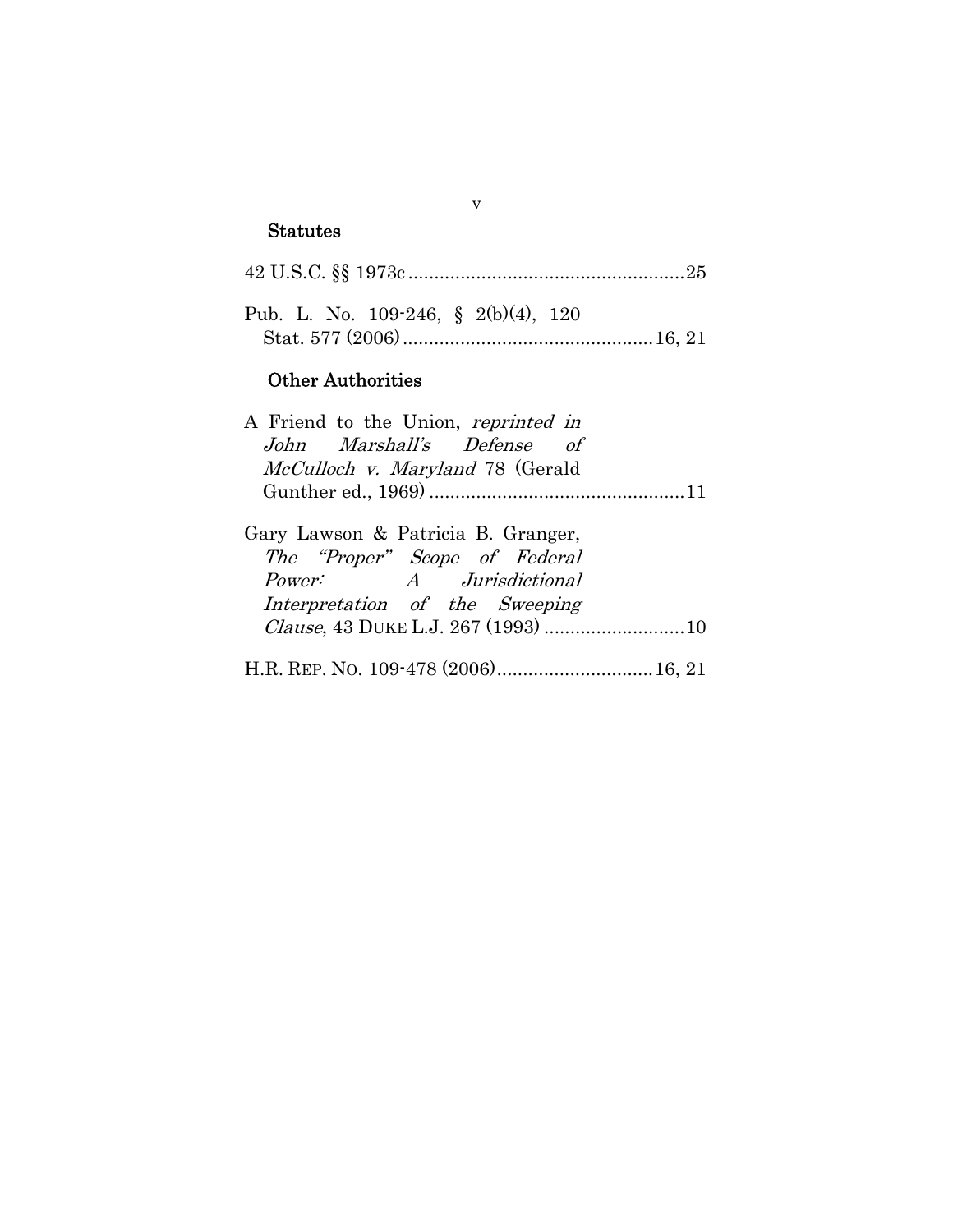### Statutes

42 U.S.C. §§ 1973c ....................................................25

Pub. L. No. 109-246, § 2(b)(4), 120 Stat. 577 (2006) ...............................................16, 21

### Other Authorities

A Friend to the Union, *reprinted in John Marshall's Defense of McCulloch v. Maryland* 78 (Gerald Gunther ed., 1969) .................................................11

Gary Lawson & Patricia B. Granger, *The "Proper" Scope of Federal Power: A Jurisdictional Interpretation of the Sweeping Clause*, 43 DUKE L.J. 267 (1993) ...........................10

H.R. REP. NO. 109-478 (2006)..............................16, 21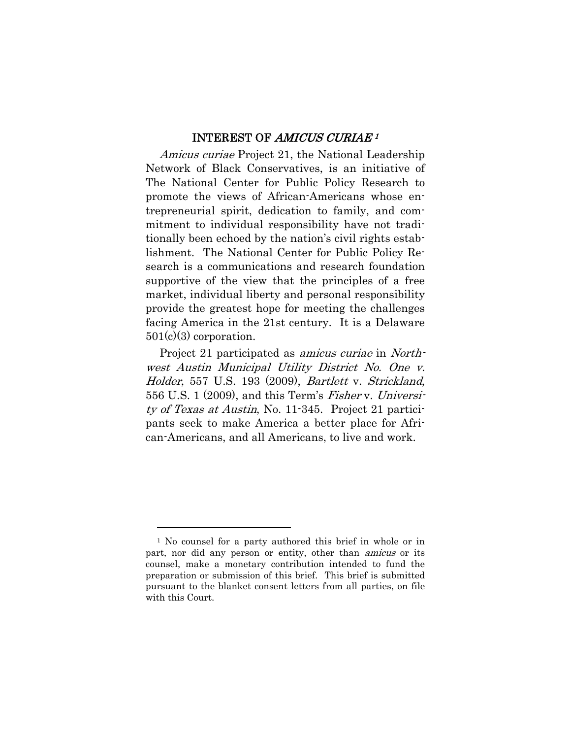## INTEREST OF *AMICUS CURIAE* [1]

*Amicus curiae* Project 21, the National Leadership Network of Black Conservatives, is an initiative of The National Center for Public Policy Research to promote the views of African-Americans whose entrepreneurial spirit, dedication to family, and commitment to individual responsibility have not traditionally been echoed by the nation's civil rights establishment. The National Center for Public Policy Research is a communications and research foundation supportive of the view that the principles of a free market, individual liberty and personal responsibility provide the greatest hope for meeting the challenges facing America in the 21st century. It is a Delaware 501(c)(3) corporation.

Project 21 participated as *amicus curiae* in *Northwest Austin Municipal Utility District No. One v. Holder*, 557 U.S. 193 (2009), *Bartlett* v. *Strickland*, 556 U.S. 1 (2009), and this Term's *Fisher* v. *University of Texas at Austin*, No. 11-345. Project 21 participants seek to make America a better place for African-Americans, and all Americans, to live and work.

---

[1] No counsel for a party authored this brief in whole or in part, nor did any person or entity, other than *amicus* or its counsel, make a monetary contribution intended to fund the preparation or submission of this brief. This brief is submitted pursuant to the blanket consent letters from all parties, on file with this Court.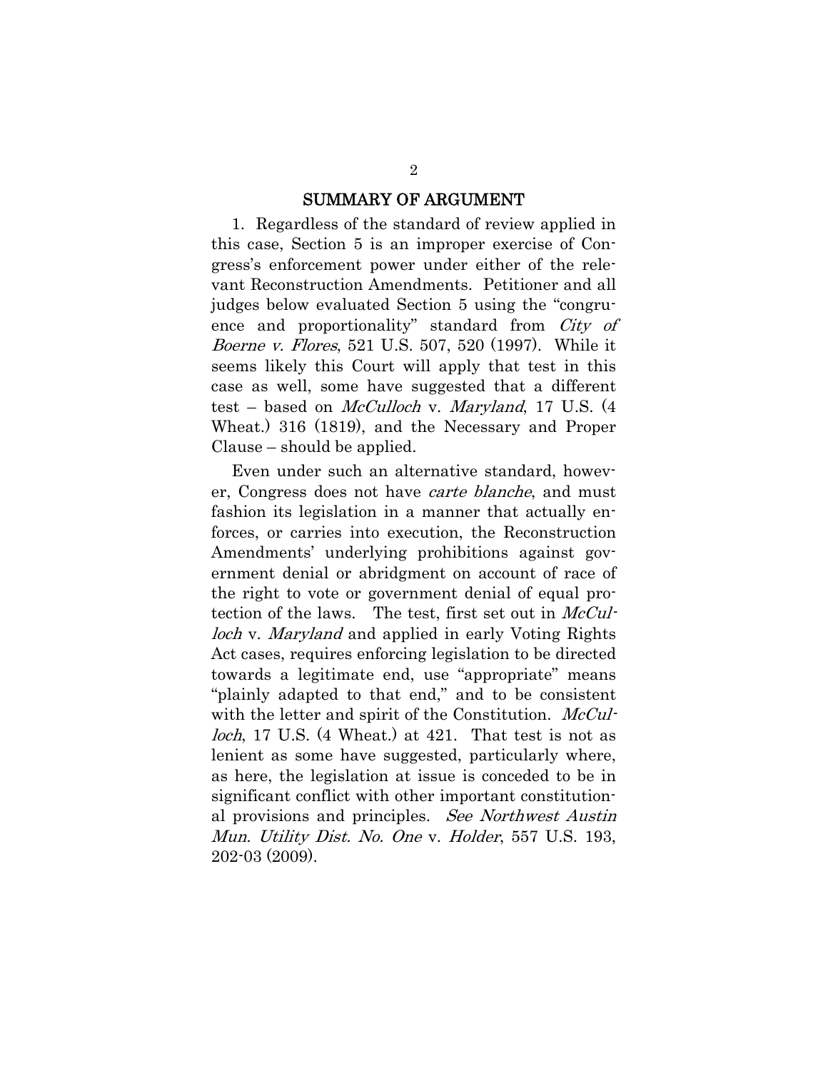## SUMMARY OF ARGUMENT

1. Regardless of the standard of review applied in this case, Section 5 is an improper exercise of Congress's enforcement power under either of the relevant Reconstruction Amendments. Petitioner and all judges below evaluated Section 5 using the "congruence and proportionality" standard from *City of Boerne v. Flores*, 521 U.S. 507, 520 (1997). While it seems likely this Court will apply that test in this case as well, some have suggested that a different test – based on *McCulloch* v. *Maryland*, 17 U.S. (4 Wheat.) 316 (1819), and the Necessary and Proper Clause – should be applied.

Even under such an alternative standard, however, Congress does not have *carte blanche*, and must fashion its legislation in a manner that actually enforces, or carries into execution, the Reconstruction Amendments' underlying prohibitions against government denial or abridgment on account of race of the right to vote or government denial of equal protection of the laws. The test, first set out in *McCulloch* v. *Maryland* and applied in early Voting Rights Act cases, requires enforcing legislation to be directed towards a legitimate end, use "appropriate" means "plainly adapted to that end," and to be consistent with the letter and spirit of the Constitution. *McCulloch*, 17 U.S. (4 Wheat.) at 421. That test is not as lenient as some have suggested, particularly where, as here, the legislation at issue is conceded to be in significant conflict with other important constitutional provisions and principles. *See Northwest Austin Mun. Utility Dist. No. One* v. *Holder*, 557 U.S. 193, 202-03 (2009).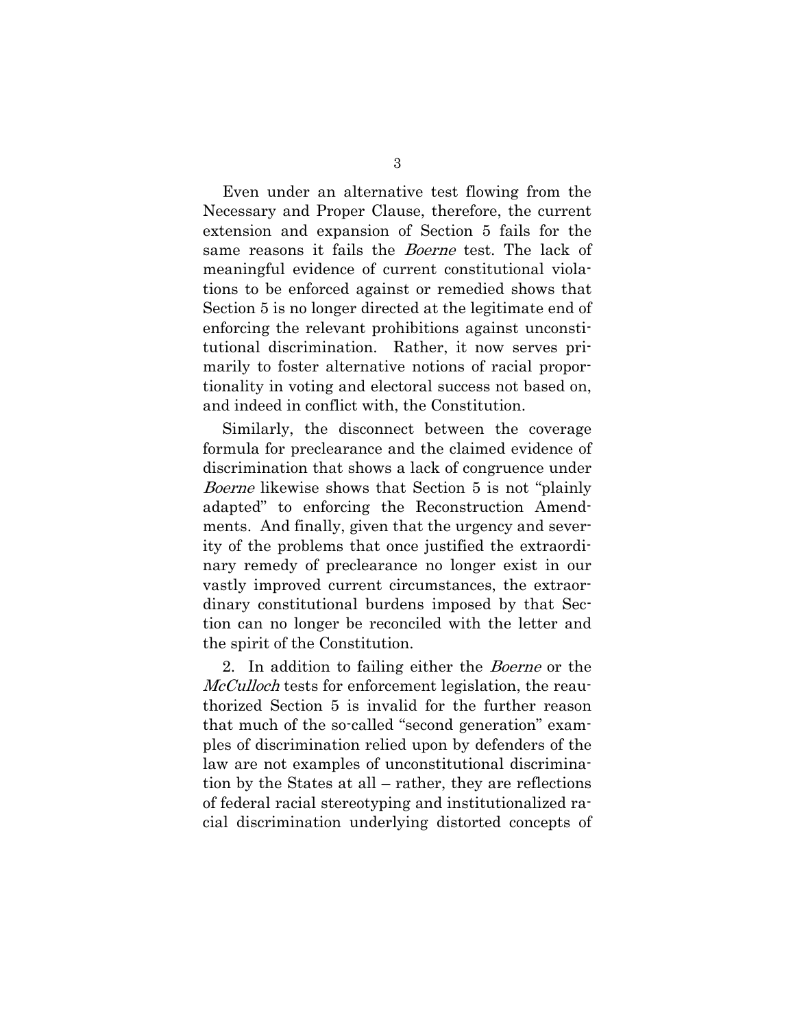Even under an alternative test flowing from the Necessary and Proper Clause, therefore, the current extension and expansion of Section 5 fails for the same reasons it fails the *Boerne* test. The lack of meaningful evidence of current constitutional violations to be enforced against or remedied shows that Section 5 is no longer directed at the legitimate end of enforcing the relevant prohibitions against unconstitutional discrimination. Rather, it now serves primarily to foster alternative notions of racial proportionality in voting and electoral success not based on, and indeed in conflict with, the Constitution.

Similarly, the disconnect between the coverage formula for preclearance and the claimed evidence of discrimination that shows a lack of congruence under *Boerne* likewise shows that Section 5 is not "plainly adapted" to enforcing the Reconstruction Amendments. And finally, given that the urgency and severity of the problems that once justified the extraordinary remedy of preclearance no longer exist in our vastly improved current circumstances, the extraordinary constitutional burdens imposed by that Section can no longer be reconciled with the letter and the spirit of the Constitution.

2. In addition to failing either the *Boerne* or the *McCulloch* tests for enforcement legislation, the reauthorized Section 5 is invalid for the further reason that much of the so-called "second generation" examples of discrimination relied upon by defenders of the law are not examples of unconstitutional discrimination by the States at all – rather, they are reflections of federal racial stereotyping and institutionalized racial discrimination underlying distorted concepts of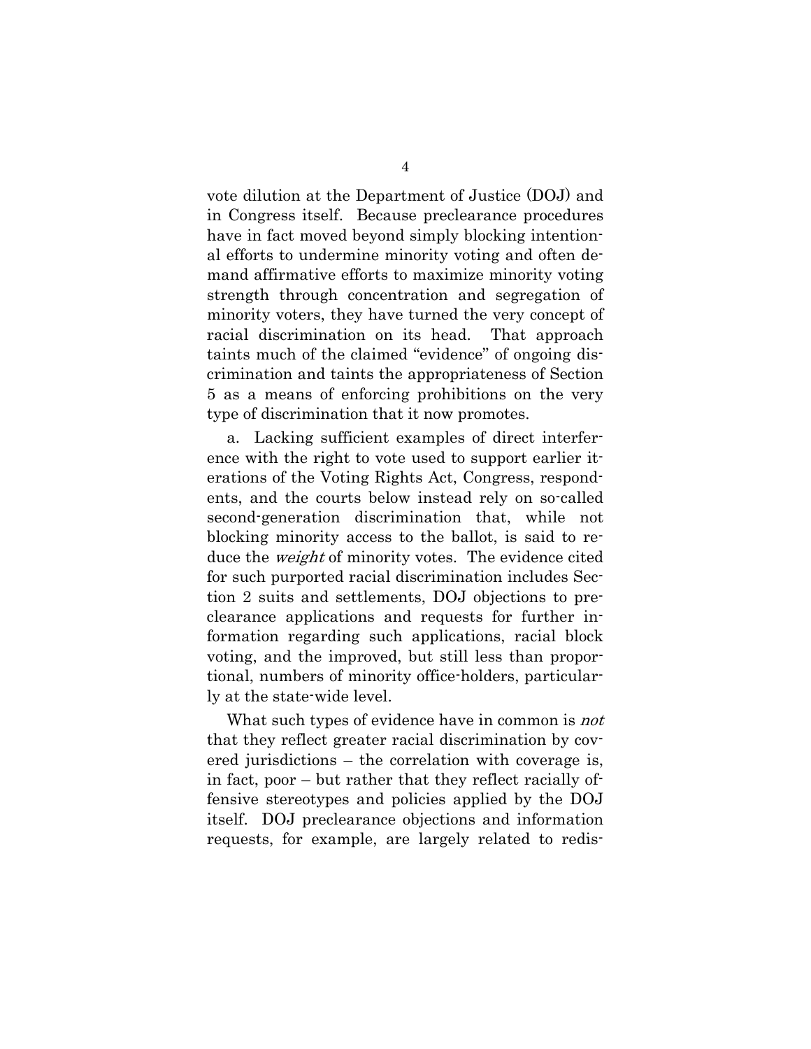vote dilution at the Department of Justice (DOJ) and in Congress itself. Because preclearance procedures have in fact moved beyond simply blocking intentional efforts to undermine minority voting and often demand affirmative efforts to maximize minority voting strength through concentration and segregation of minority voters, they have turned the very concept of racial discrimination on its head. That approach taints much of the claimed "evidence" of ongoing discrimination and taints the appropriateness of Section 5 as a means of enforcing prohibitions on the very type of discrimination that it now promotes.

a. Lacking sufficient examples of direct interference with the right to vote used to support earlier iterations of the Voting Rights Act, Congress, respondents, and the courts below instead rely on so-called second-generation discrimination that, while not blocking minority access to the ballot, is said to reduce the *weight* of minority votes. The evidence cited for such purported racial discrimination includes Section 2 suits and settlements, DOJ objections to preclearance applications and requests for further information regarding such applications, racial block voting, and the improved, but still less than proportional, numbers of minority office-holders, particularly at the state-wide level.

What such types of evidence have in common is *not* that they reflect greater racial discrimination by covered jurisdictions – the correlation with coverage is, in fact, poor – but rather that they reflect racially offensive stereotypes and policies applied by the DOJ itself. DOJ preclearance objections and information requests, for example, are largely related to redis-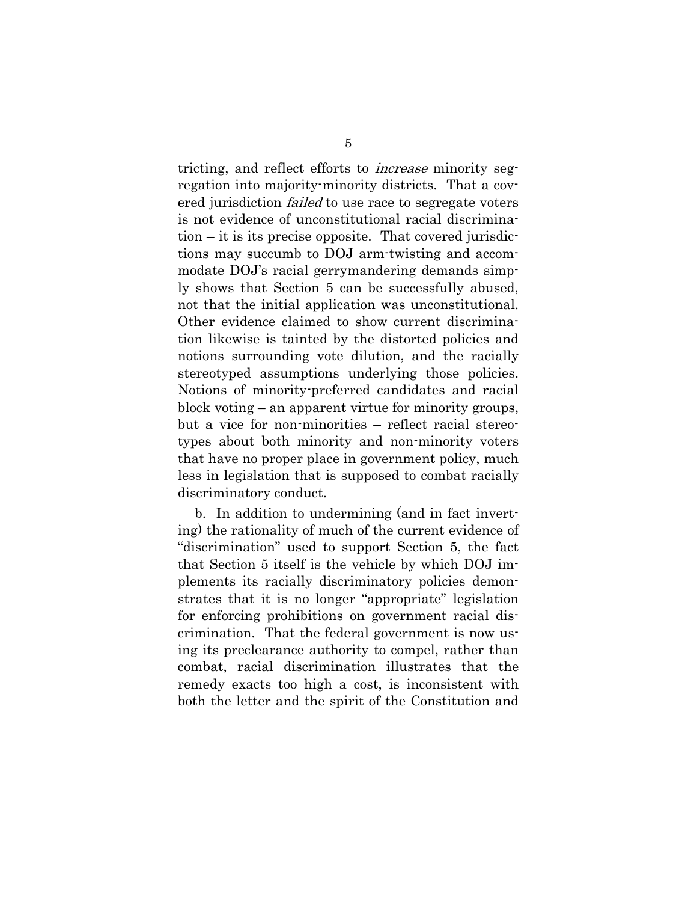tricting, and reflect efforts to *increase* minority segregation into majority-minority districts. That a covered jurisdiction *failed* to use race to segregate voters is not evidence of unconstitutional racial discrimination – it is its precise opposite. That covered jurisdictions may succumb to DOJ arm-twisting and accommodate DOJ's racial gerrymandering demands simply shows that Section 5 can be successfully abused, not that the initial application was unconstitutional. Other evidence claimed to show current discrimination likewise is tainted by the distorted policies and notions surrounding vote dilution, and the racially stereotyped assumptions underlying those policies. Notions of minority-preferred candidates and racial block voting – an apparent virtue for minority groups, but a vice for non-minorities – reflect racial stereotypes about both minority and non-minority voters that have no proper place in government policy, much less in legislation that is supposed to combat racially discriminatory conduct.

b. In addition to undermining (and in fact inverting) the rationality of much of the current evidence of "discrimination" used to support Section 5, the fact that Section 5 itself is the vehicle by which DOJ implements its racially discriminatory policies demonstrates that it is no longer "appropriate" legislation for enforcing prohibitions on government racial discrimination. That the federal government is now using its preclearance authority to compel, rather than combat, racial discrimination illustrates that the remedy exacts too high a cost, is inconsistent with both the letter and the spirit of the Constitution and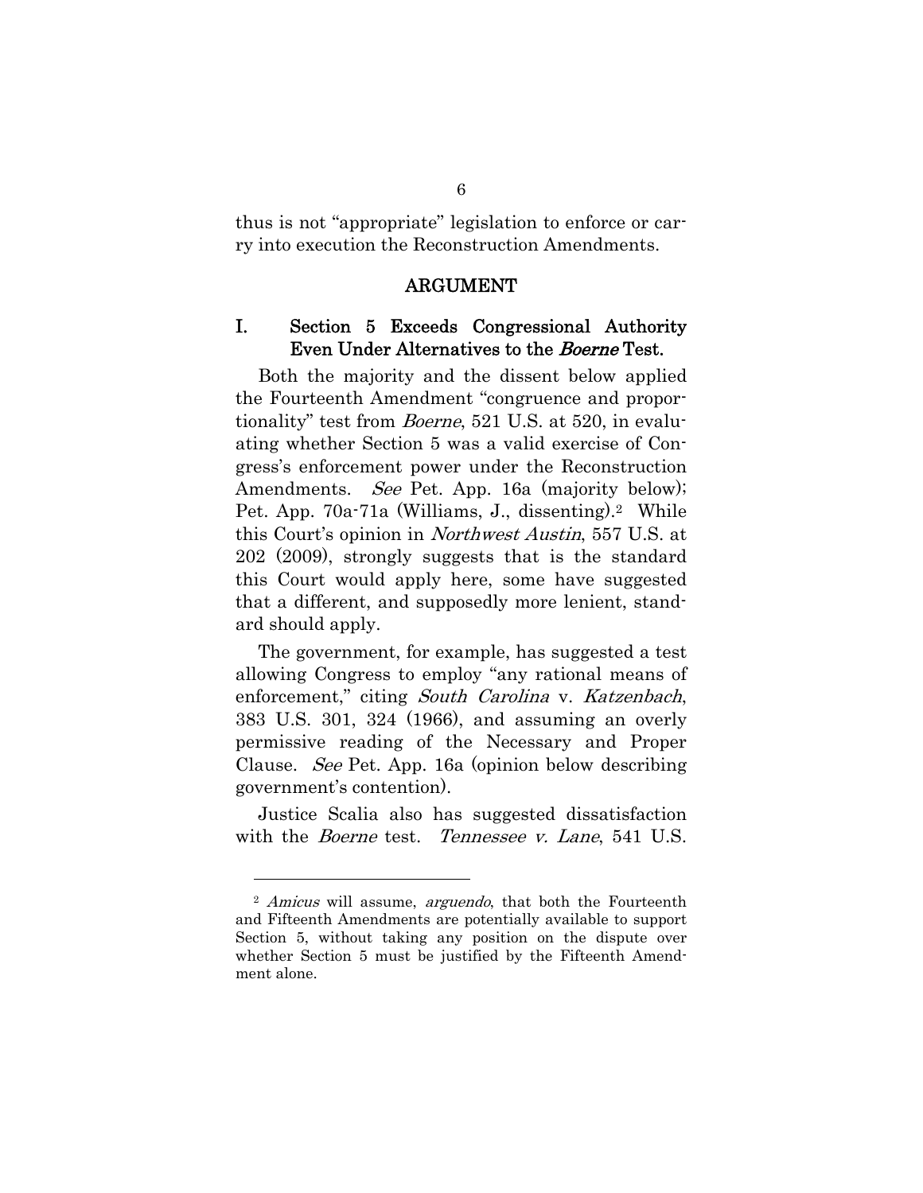thus is not "appropriate" legislation to enforce or carry into execution the Reconstruction Amendments.

## ARGUMENT

### I. Section 5 Exceeds Congressional Authority Even Under Alternatives to the *Boerne* Test.

Both the majority and the dissent below applied the Fourteenth Amendment "congruence and proportionality" test from *Boerne*, 521 U.S. at 520, in evaluating whether Section 5 was a valid exercise of Congress's enforcement power under the Reconstruction Amendments. *See* Pet. App. 16a (majority below); Pet. App. 70a-71a (Williams, J., dissenting).[2] While this Court's opinion in *Northwest Austin*, 557 U.S. at 202 (2009), strongly suggests that is the standard this Court would apply here, some have suggested that a different, and supposedly more lenient, standard should apply.

The government, for example, has suggested a test allowing Congress to employ "any rational means of enforcement," citing *South Carolina* v. *Katzenbach*, 383 U.S. 301, 324 (1966), and assuming an overly permissive reading of the Necessary and Proper Clause. *See* Pet. App. 16a (opinion below describing government's contention).

Justice Scalia also has suggested dissatisfaction with the *Boerne* test. *Tennessee v. Lane*, 541 U.S.

---

[2] *Amicus* will assume, *arguendo*, that both the Fourteenth and Fifteenth Amendments are potentially available to support Section 5, without taking any position on the dispute over whether Section 5 must be justified by the Fifteenth Amendment alone.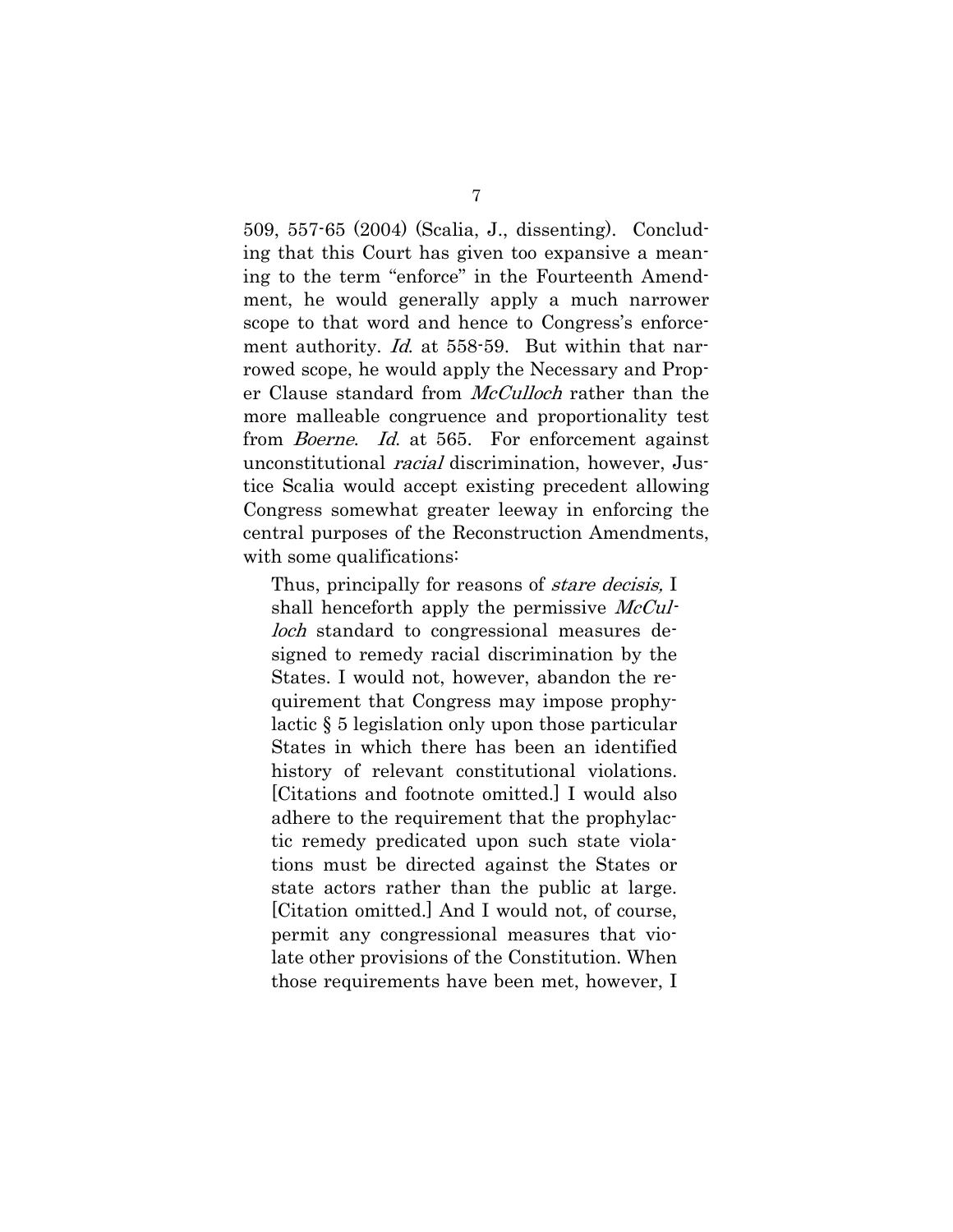509, 557-65 (2004) (Scalia, J., dissenting). Concluding that this Court has given too expansive a meaning to the term "enforce" in the Fourteenth Amendment, he would generally apply a much narrower scope to that word and hence to Congress's enforcement authority. *Id.* at 558-59. But within that narrowed scope, he would apply the Necessary and Proper Clause standard from *McCulloch* rather than the more malleable congruence and proportionality test from *Boerne*. *Id.* at 565. For enforcement against unconstitutional *racial* discrimination, however, Justice Scalia would accept existing precedent allowing Congress somewhat greater leeway in enforcing the central purposes of the Reconstruction Amendments, with some qualifications:

> Thus, principally for reasons of *stare decisis,* I shall henceforth apply the permissive *McCulloch* standard to congressional measures designed to remedy racial discrimination by the States. I would not, however, abandon the requirement that Congress may impose prophylactic § 5 legislation only upon those particular States in which there has been an identified history of relevant constitutional violations. [Citations and footnote omitted.] I would also adhere to the requirement that the prophylactic remedy predicated upon such state violations must be directed against the States or state actors rather than the public at large. [Citation omitted.] And I would not, of course, permit any congressional measures that violate other provisions of the Constitution. When those requirements have been met, however, I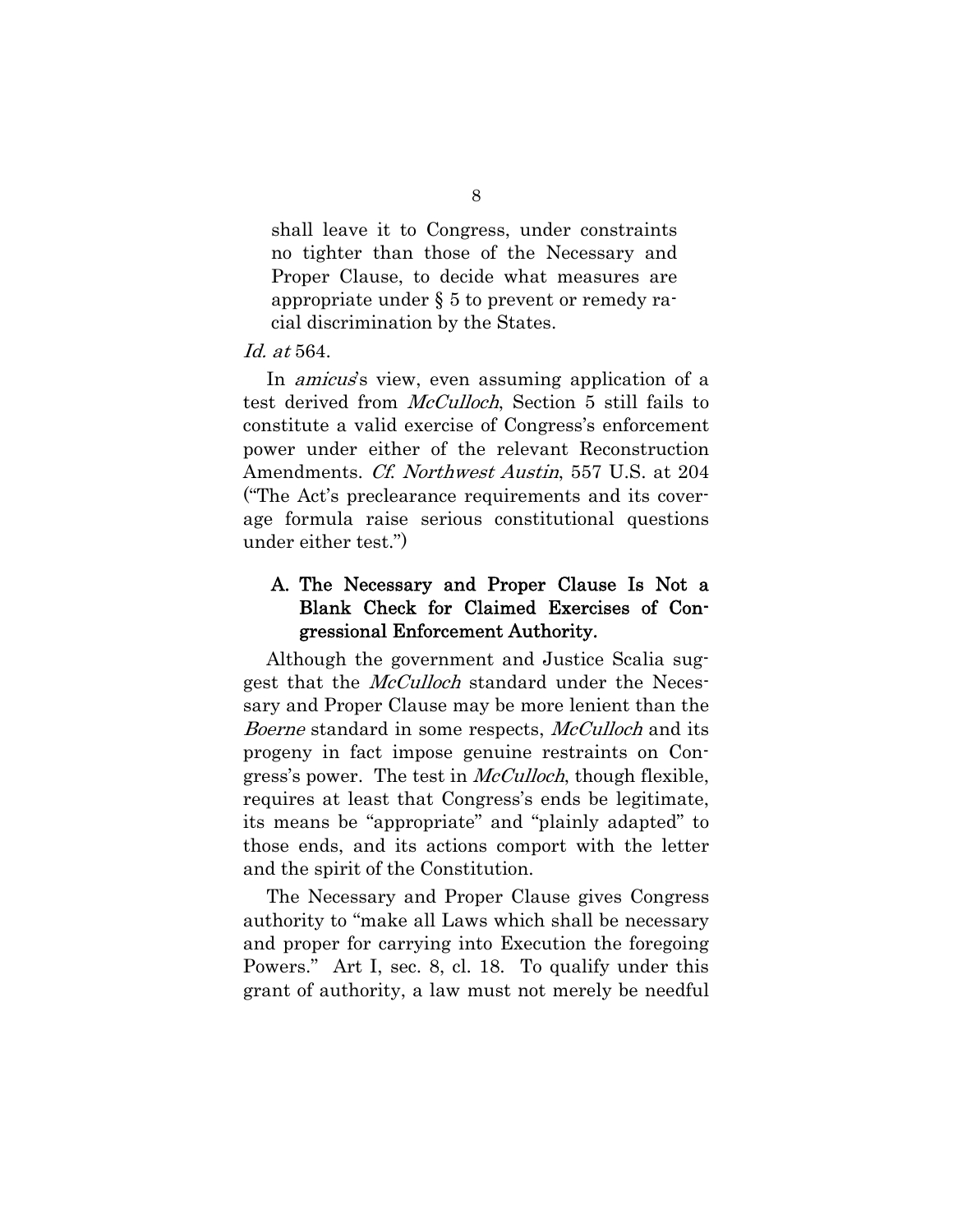> shall leave it to Congress, under constraints no tighter than those of the Necessary and Proper Clause, to decide what measures are appropriate under § 5 to prevent or remedy racial discrimination by the States.

*Id. at* 564.

In *amicus*'s view, even assuming application of a test derived from *McCulloch*, Section 5 still fails to constitute a valid exercise of Congress's enforcement power under either of the relevant Reconstruction Amendments. *Cf. Northwest Austin*, 557 U.S. at 204 ("The Act's preclearance requirements and its coverage formula raise serious constitutional questions under either test.")

### A. The Necessary and Proper Clause Is Not a Blank Check for Claimed Exercises of Congressional Enforcement Authority.

Although the government and Justice Scalia suggest that the *McCulloch* standard under the Necessary and Proper Clause may be more lenient than the *Boerne* standard in some respects, *McCulloch* and its progeny in fact impose genuine restraints on Congress's power. The test in *McCulloch*, though flexible, requires at least that Congress's ends be legitimate, its means be "appropriate" and "plainly adapted" to those ends, and its actions comport with the letter and the spirit of the Constitution.

The Necessary and Proper Clause gives Congress authority to "make all Laws which shall be necessary and proper for carrying into Execution the foregoing Powers." Art I, sec. 8, cl. 18. To qualify under this grant of authority, a law must not merely be needful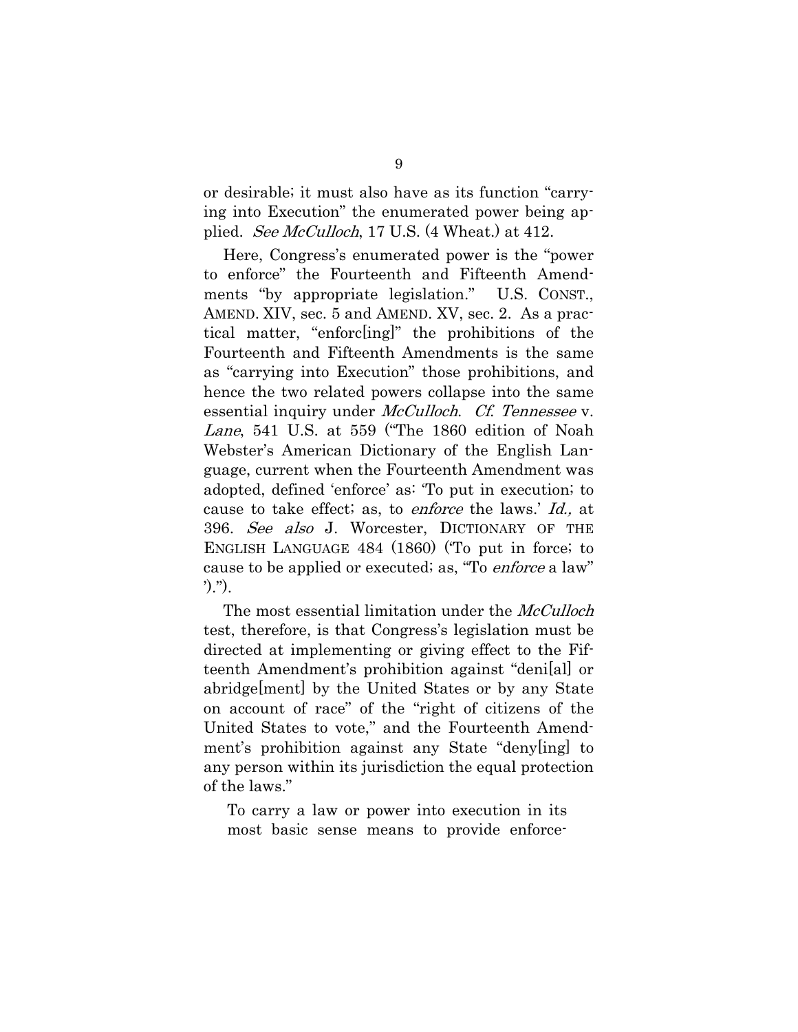or desirable; it must also have as its function "carrying into Execution" the enumerated power being applied. *See McCulloch*, 17 U.S. (4 Wheat.) at 412.

Here, Congress's enumerated power is the "power to enforce" the Fourteenth and Fifteenth Amendments "by appropriate legislation." U.S. CONST., AMEND. XIV, sec. 5 and AMEND. XV, sec. 2. As a practical matter, "enforc[ing]" the prohibitions of the Fourteenth and Fifteenth Amendments is the same as "carrying into Execution" those prohibitions, and hence the two related powers collapse into the same essential inquiry under *McCulloch*. *Cf. Tennessee* v. *Lane*, 541 U.S. at 559 ("The 1860 edition of Noah Webster's American Dictionary of the English Language, current when the Fourteenth Amendment was adopted, defined 'enforce' as: 'To put in execution; to cause to take effect; as, to *enforce* the laws.' *Id.,* at 396. *See also* J. Worcester, DICTIONARY OF THE ENGLISH LANGUAGE 484 (1860) ('To put in force; to cause to be applied or executed; as, "To *enforce* a law" ').").

The most essential limitation under the *McCulloch* test, therefore, is that Congress's legislation must be directed at implementing or giving effect to the Fifteenth Amendment's prohibition against "deni[al] or abridge[ment] by the United States or by any State on account of race" of the "right of citizens of the United States to vote," and the Fourteenth Amendment's prohibition against any State "deny[ing] to any person within its jurisdiction the equal protection of the laws."

> To carry a law or power into execution in its most basic sense means to provide enforce-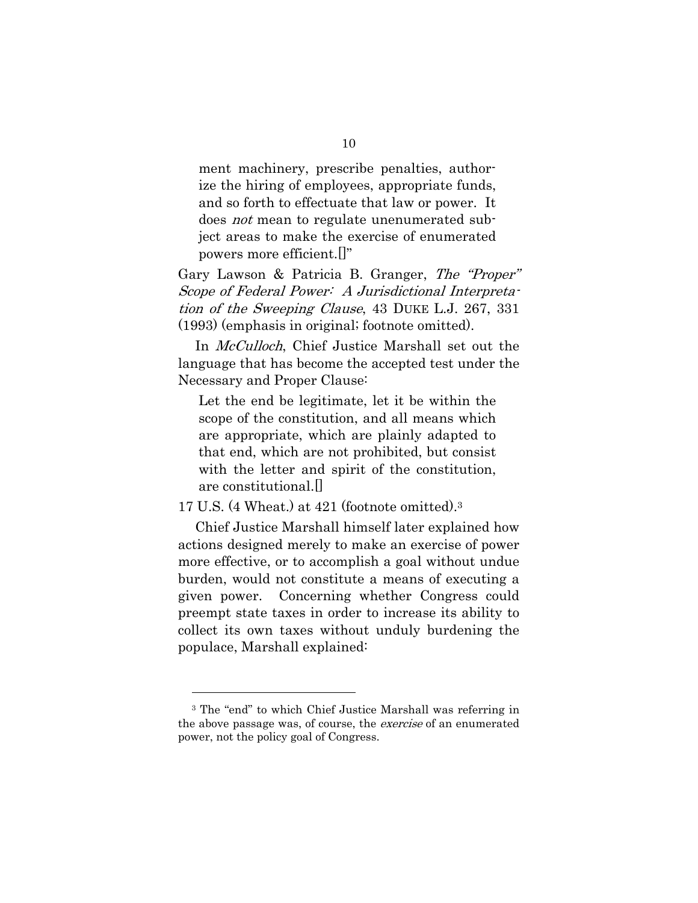> ment machinery, prescribe penalties, authorize the hiring of employees, appropriate funds, and so forth to effectuate that law or power. It does *not* mean to regulate unenumerated subject areas to make the exercise of enumerated powers more efficient.[]"

Gary Lawson & Patricia B. Granger, *The "Proper" Scope of Federal Power: A Jurisdictional Interpretation of the Sweeping Clause*, 43 DUKE L.J. 267, 331 (1993) (emphasis in original; footnote omitted).

In *McCulloch*, Chief Justice Marshall set out the language that has become the accepted test under the Necessary and Proper Clause:

> Let the end be legitimate, let it be within the scope of the constitution, and all means which are appropriate, which are plainly adapted to that end, which are not prohibited, but consist with the letter and spirit of the constitution, are constitutional.[]

17 U.S. (4 Wheat.) at 421 (footnote omitted).[3]

Chief Justice Marshall himself later explained how actions designed merely to make an exercise of power more effective, or to accomplish a goal without undue burden, would not constitute a means of executing a given power. Concerning whether Congress could preempt state taxes in order to increase its ability to collect its own taxes without unduly burdening the populace, Marshall explained:

---

[3] The "end" to which Chief Justice Marshall was referring in the above passage was, of course, the *exercise* of an enumerated power, not the policy goal of Congress.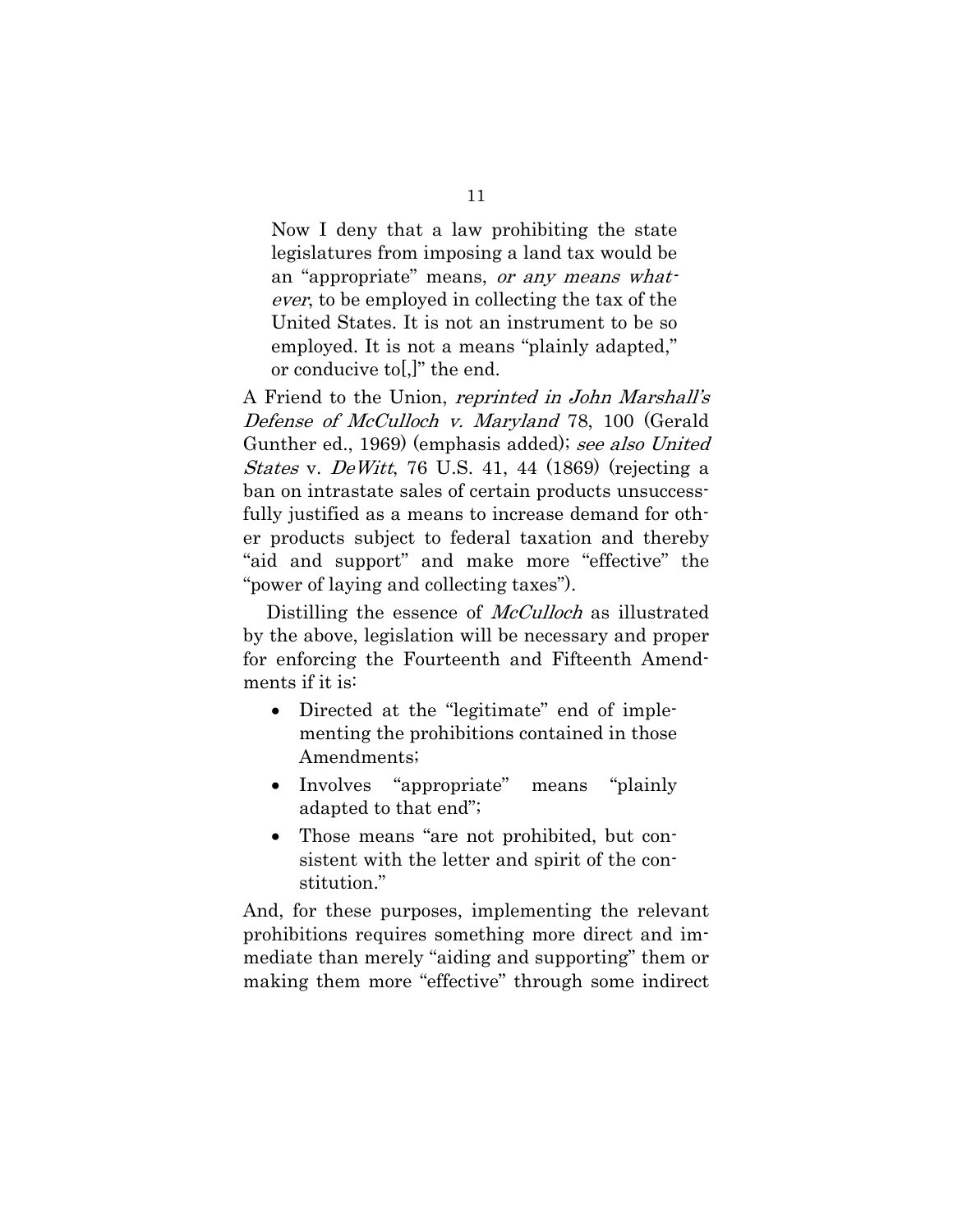> Now I deny that a law prohibiting the state legislatures from imposing a land tax would be an "appropriate" means, *or any means whatever*, to be employed in collecting the tax of the United States. It is not an instrument to be so employed. It is not a means "plainly adapted," or conducive to[,]" the end.

A Friend to the Union, *reprinted in John Marshall's Defense of McCulloch v. Maryland* 78, 100 (Gerald Gunther ed., 1969) (emphasis added); *see also United States* v. *DeWitt*, 76 U.S. 41, 44 (1869) (rejecting a ban on intrastate sales of certain products unsuccessfully justified as a means to increase demand for other products subject to federal taxation and thereby "aid and support" and make more "effective" the "power of laying and collecting taxes").

Distilling the essence of *McCulloch* as illustrated by the above, legislation will be necessary and proper for enforcing the Fourteenth and Fifteenth Amendments if it is:

- Directed at the "legitimate" end of implementing the prohibitions contained in those Amendments;
- Involves "appropriate" means "plainly adapted to that end";
- Those means "are not prohibited, but consistent with the letter and spirit of the constitution."

And, for these purposes, implementing the relevant prohibitions requires something more direct and immediate than merely "aiding and supporting" them or making them more "effective" through some indirect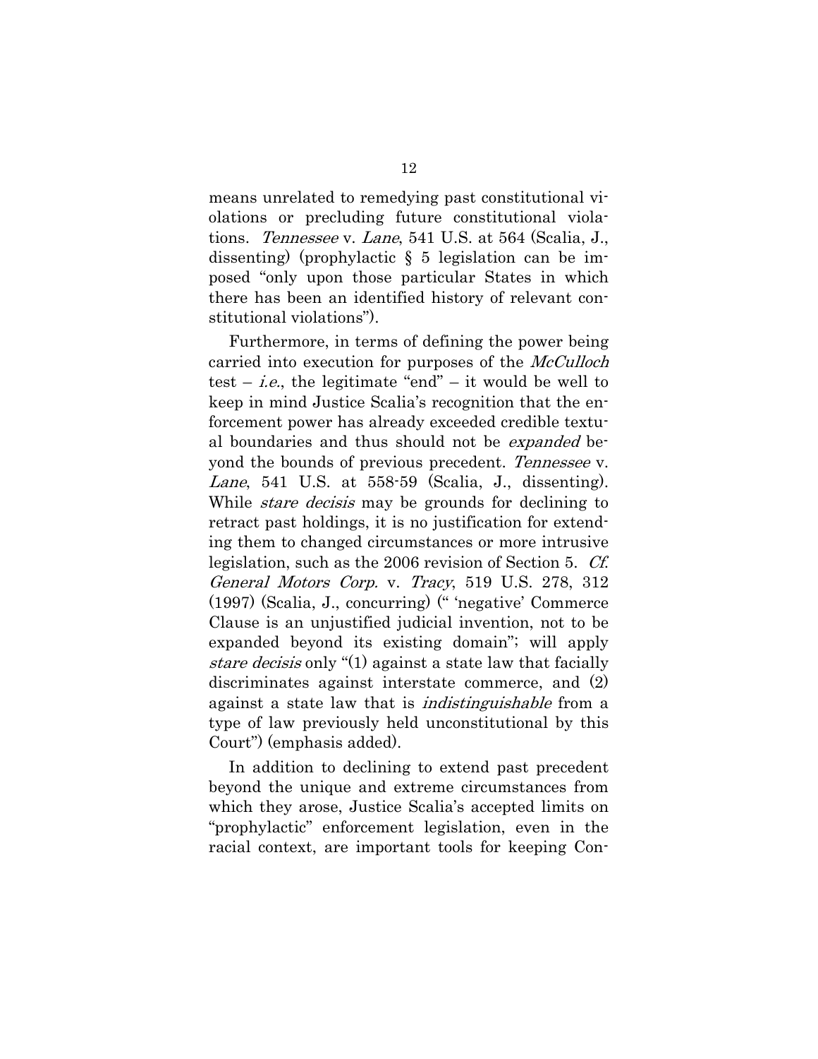means unrelated to remedying past constitutional violations or precluding future constitutional violations. *Tennessee* v. *Lane*, 541 U.S. at 564 (Scalia, J., dissenting) (prophylactic § 5 legislation can be imposed "only upon those particular States in which there has been an identified history of relevant constitutional violations").

Furthermore, in terms of defining the power being carried into execution for purposes of the *McCulloch* test – *i.e.*, the legitimate "end" – it would be well to keep in mind Justice Scalia's recognition that the enforcement power has already exceeded credible textual boundaries and thus should not be *expanded* beyond the bounds of previous precedent. *Tennessee* v. *Lane*, 541 U.S. at 558-59 (Scalia, J., dissenting). While *stare decisis* may be grounds for declining to retract past holdings, it is no justification for extending them to changed circumstances or more intrusive legislation, such as the 2006 revision of Section 5. *Cf. General Motors Corp.* v. *Tracy*, 519 U.S. 278, 312 (1997) (Scalia, J., concurring) (" 'negative' Commerce Clause is an unjustified judicial invention, not to be expanded beyond its existing domain"; will apply *stare decisis* only "(1) against a state law that facially discriminates against interstate commerce, and (2) against a state law that is *indistinguishable* from a type of law previously held unconstitutional by this Court") (emphasis added).

In addition to declining to extend past precedent beyond the unique and extreme circumstances from which they arose, Justice Scalia's accepted limits on "prophylactic" enforcement legislation, even in the racial context, are important tools for keeping Con-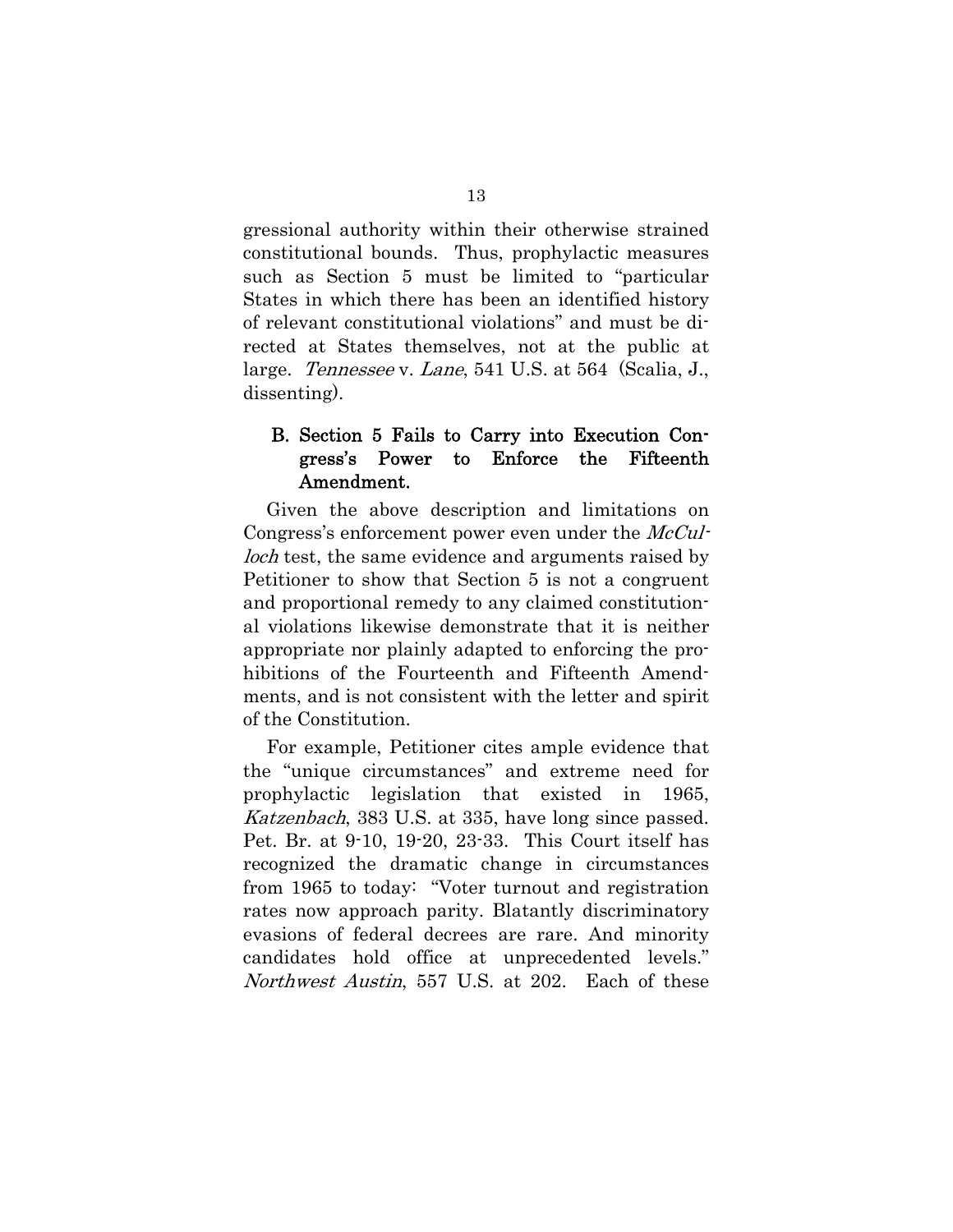gressional authority within their otherwise strained constitutional bounds. Thus, prophylactic measures such as Section 5 must be limited to "particular States in which there has been an identified history of relevant constitutional violations" and must be directed at States themselves, not at the public at large. *Tennessee* v. *Lane*, 541 U.S. at 564 (Scalia, J., dissenting).

### B. Section 5 Fails to Carry into Execution Congress's Power to Enforce the Fifteenth Amendment.

Given the above description and limitations on Congress's enforcement power even under the *McCulloch* test, the same evidence and arguments raised by Petitioner to show that Section 5 is not a congruent and proportional remedy to any claimed constitutional violations likewise demonstrate that it is neither appropriate nor plainly adapted to enforcing the prohibitions of the Fourteenth and Fifteenth Amendments, and is not consistent with the letter and spirit of the Constitution.

For example, Petitioner cites ample evidence that the "unique circumstances" and extreme need for prophylactic legislation that existed in 1965, *Katzenbach*, 383 U.S. at 335, have long since passed. Pet. Br. at 9-10, 19-20, 23-33. This Court itself has recognized the dramatic change in circumstances from 1965 to today: "Voter turnout and registration rates now approach parity. Blatantly discriminatory evasions of federal decrees are rare. And minority candidates hold office at unprecedented levels." *Northwest Austin*, 557 U.S. at 202. Each of these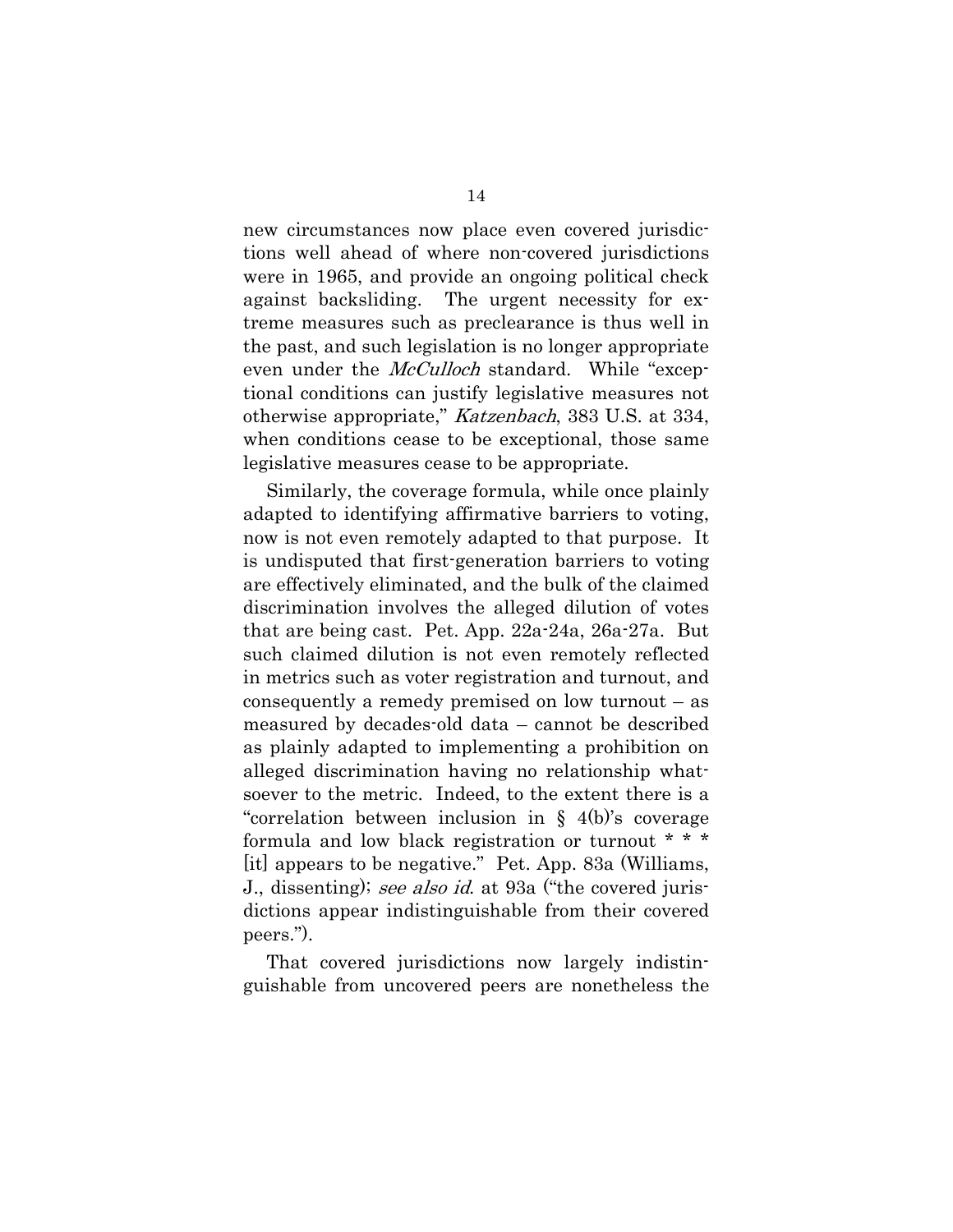new circumstances now place even covered jurisdictions well ahead of where non-covered jurisdictions were in 1965, and provide an ongoing political check against backsliding. The urgent necessity for extreme measures such as preclearance is thus well in the past, and such legislation is no longer appropriate even under the *McCulloch* standard. While "exceptional conditions can justify legislative measures not otherwise appropriate," *Katzenbach*, 383 U.S. at 334, when conditions cease to be exceptional, those same legislative measures cease to be appropriate.

Similarly, the coverage formula, while once plainly adapted to identifying affirmative barriers to voting, now is not even remotely adapted to that purpose. It is undisputed that first-generation barriers to voting are effectively eliminated, and the bulk of the claimed discrimination involves the alleged dilution of votes that are being cast. Pet. App. 22a-24a, 26a-27a. But such claimed dilution is not even remotely reflected in metrics such as voter registration and turnout, and consequently a remedy premised on low turnout – as measured by decades-old data – cannot be described as plainly adapted to implementing a prohibition on alleged discrimination having no relationship whatsoever to the metric. Indeed, to the extent there is a "correlation between inclusion in § 4(b)'s coverage formula and low black registration or turnout * * * [it] appears to be negative." Pet. App. 83a (Williams, J., dissenting); *see also id.* at 93a ("the covered jurisdictions appear indistinguishable from their covered peers.").

That covered jurisdictions now largely indistinguishable from uncovered peers are nonetheless the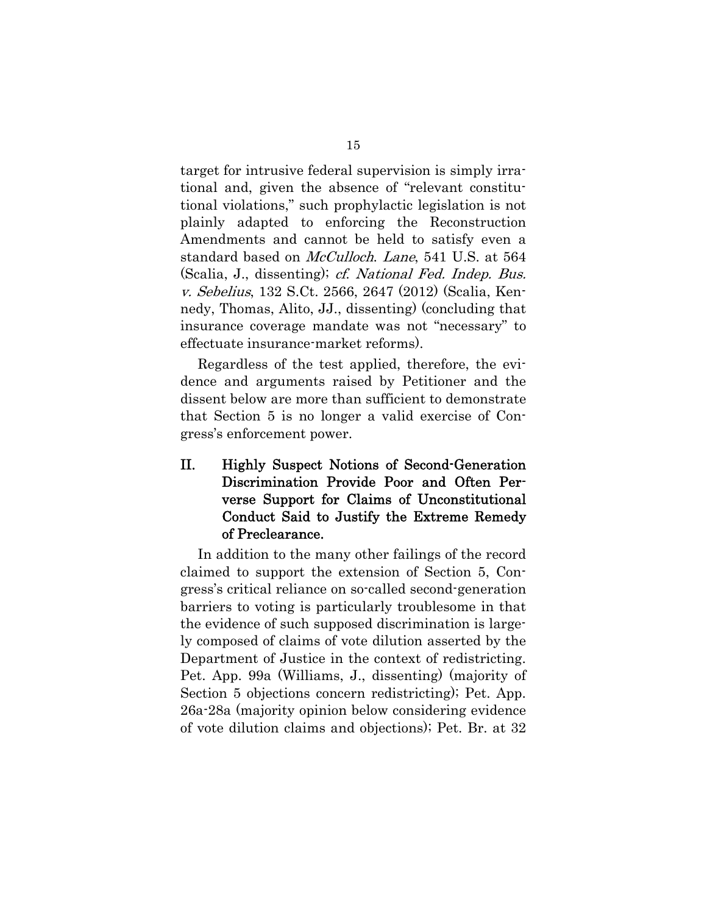target for intrusive federal supervision is simply irrational and, given the absence of "relevant constitutional violations," such prophylactic legislation is not plainly adapted to enforcing the Reconstruction Amendments and cannot be held to satisfy even a standard based on *McCulloch*. *Lane*, 541 U.S. at 564 (Scalia, J., dissenting); *cf. National Fed. Indep. Bus. v. Sebelius*, 132 S.Ct. 2566, 2647 (2012) (Scalia, Kennedy, Thomas, Alito, JJ., dissenting) (concluding that insurance coverage mandate was not "necessary" to effectuate insurance-market reforms).

Regardless of the test applied, therefore, the evidence and arguments raised by Petitioner and the dissent below are more than sufficient to demonstrate that Section 5 is no longer a valid exercise of Congress's enforcement power.

## II. Highly Suspect Notions of Second-Generation Discrimination Provide Poor and Often Perverse Support for Claims of Unconstitutional Conduct Said to Justify the Extreme Remedy of Preclearance.

In addition to the many other failings of the record claimed to support the extension of Section 5, Congress's critical reliance on so-called second-generation barriers to voting is particularly troublesome in that the evidence of such supposed discrimination is largely composed of claims of vote dilution asserted by the Department of Justice in the context of redistricting. Pet. App. 99a (Williams, J., dissenting) (majority of Section 5 objections concern redistricting); Pet. App. 26a-28a (majority opinion below considering evidence of vote dilution claims and objections); Pet. Br. at 32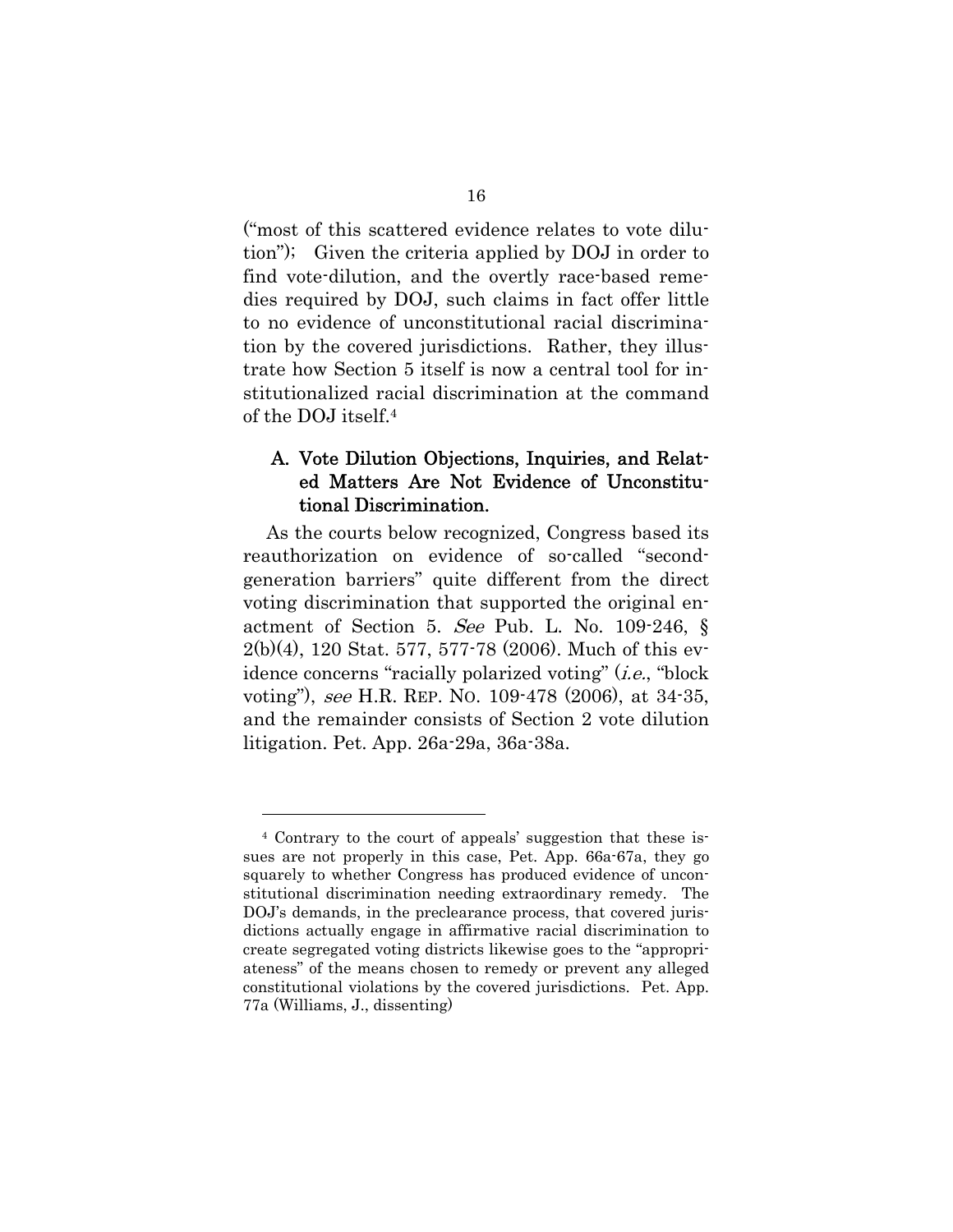("most of this scattered evidence relates to vote dilution"); Given the criteria applied by DOJ in order to find vote-dilution, and the overtly race-based remedies required by DOJ, such claims in fact offer little to no evidence of unconstitutional racial discrimination by the covered jurisdictions. Rather, they illustrate how Section 5 itself is now a central tool for institutionalized racial discrimination at the command of the DOJ itself.[4]

### A. Vote Dilution Objections, Inquiries, and Related Matters Are Not Evidence of Unconstitutional Discrimination.

As the courts below recognized, Congress based its reauthorization on evidence of so-called "second-generation barriers" quite different from the direct voting discrimination that supported the original enactment of Section 5. *See* Pub. L. No. 109-246, § 2(b)(4), 120 Stat. 577, 577-78 (2006). Much of this evidence concerns "racially polarized voting" (*i.e.*, "block voting"), *see* H.R. REP. NO. 109-478 (2006), at 34-35, and the remainder consists of Section 2 vote dilution litigation. Pet. App. 26a-29a, 36a-38a.

---

[4] Contrary to the court of appeals' suggestion that these issues are not properly in this case, Pet. App. 66a-67a, they go squarely to whether Congress has produced evidence of unconstitutional discrimination needing extraordinary remedy. The DOJ's demands, in the preclearance process, that covered jurisdictions actually engage in affirmative racial discrimination to create segregated voting districts likewise goes to the "appropriateness" of the means chosen to remedy or prevent any alleged constitutional violations by the covered jurisdictions. Pet. App. 77a (Williams, J., dissenting)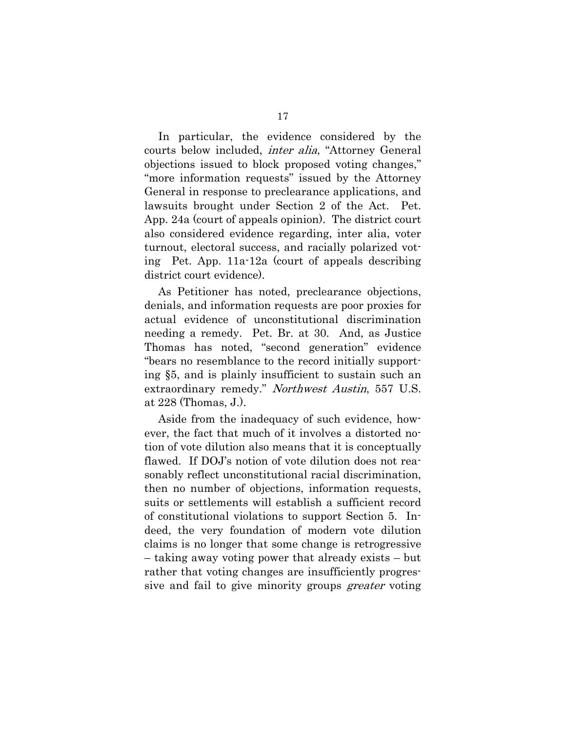In particular, the evidence considered by the courts below included, *inter alia*, "Attorney General objections issued to block proposed voting changes," "more information requests" issued by the Attorney General in response to preclearance applications, and lawsuits brought under Section 2 of the Act. Pet. App. 24a (court of appeals opinion). The district court also considered evidence regarding, inter alia, voter turnout, electoral success, and racially polarized voting Pet. App. 11a-12a (court of appeals describing district court evidence).

As Petitioner has noted, preclearance objections, denials, and information requests are poor proxies for actual evidence of unconstitutional discrimination needing a remedy. Pet. Br. at 30. And, as Justice Thomas has noted, "second generation" evidence "bears no resemblance to the record initially supporting §5, and is plainly insufficient to sustain such an extraordinary remedy." *Northwest Austin*, 557 U.S. at 228 (Thomas, J.).

Aside from the inadequacy of such evidence, however, the fact that much of it involves a distorted notion of vote dilution also means that it is conceptually flawed. If DOJ's notion of vote dilution does not reasonably reflect unconstitutional racial discrimination, then no number of objections, information requests, suits or settlements will establish a sufficient record of constitutional violations to support Section 5. Indeed, the very foundation of modern vote dilution claims is no longer that some change is retrogressive – taking away voting power that already exists – but rather that voting changes are insufficiently progressive and fail to give minority groups *greater* voting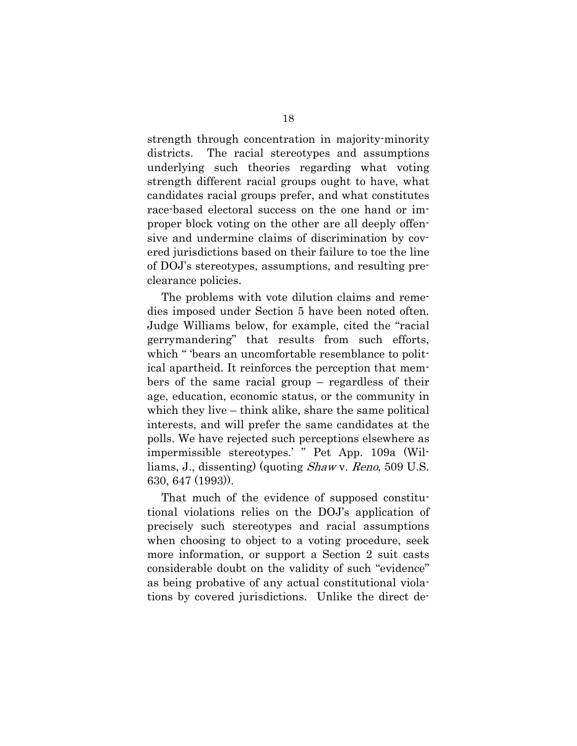strength through concentration in majority-minority districts. The racial stereotypes and assumptions underlying such theories regarding what voting strength different racial groups ought to have, what candidates racial groups prefer, and what constitutes race-based electoral success on the one hand or improper block voting on the other are all deeply offensive and undermine claims of discrimination by covered jurisdictions based on their failure to toe the line of DOJ's stereotypes, assumptions, and resulting preclearance policies.

The problems with vote dilution claims and remedies imposed under Section 5 have been noted often. Judge Williams below, for example, cited the "racial gerrymandering" that results from such efforts, which " 'bears an uncomfortable resemblance to political apartheid. It reinforces the perception that members of the same racial group – regardless of their age, education, economic status, or the community in which they live – think alike, share the same political interests, and will prefer the same candidates at the polls. We have rejected such perceptions elsewhere as impermissible stereotypes.' " Pet App. 109a (Williams, J., dissenting) (quoting *Shaw* v. *Reno*, 509 U.S. 630, 647 (1993)).

That much of the evidence of supposed constitutional violations relies on the DOJ's application of precisely such stereotypes and racial assumptions when choosing to object to a voting procedure, seek more information, or support a Section 2 suit casts considerable doubt on the validity of such "evidence" as being probative of any actual constitutional violations by covered jurisdictions. Unlike the direct de-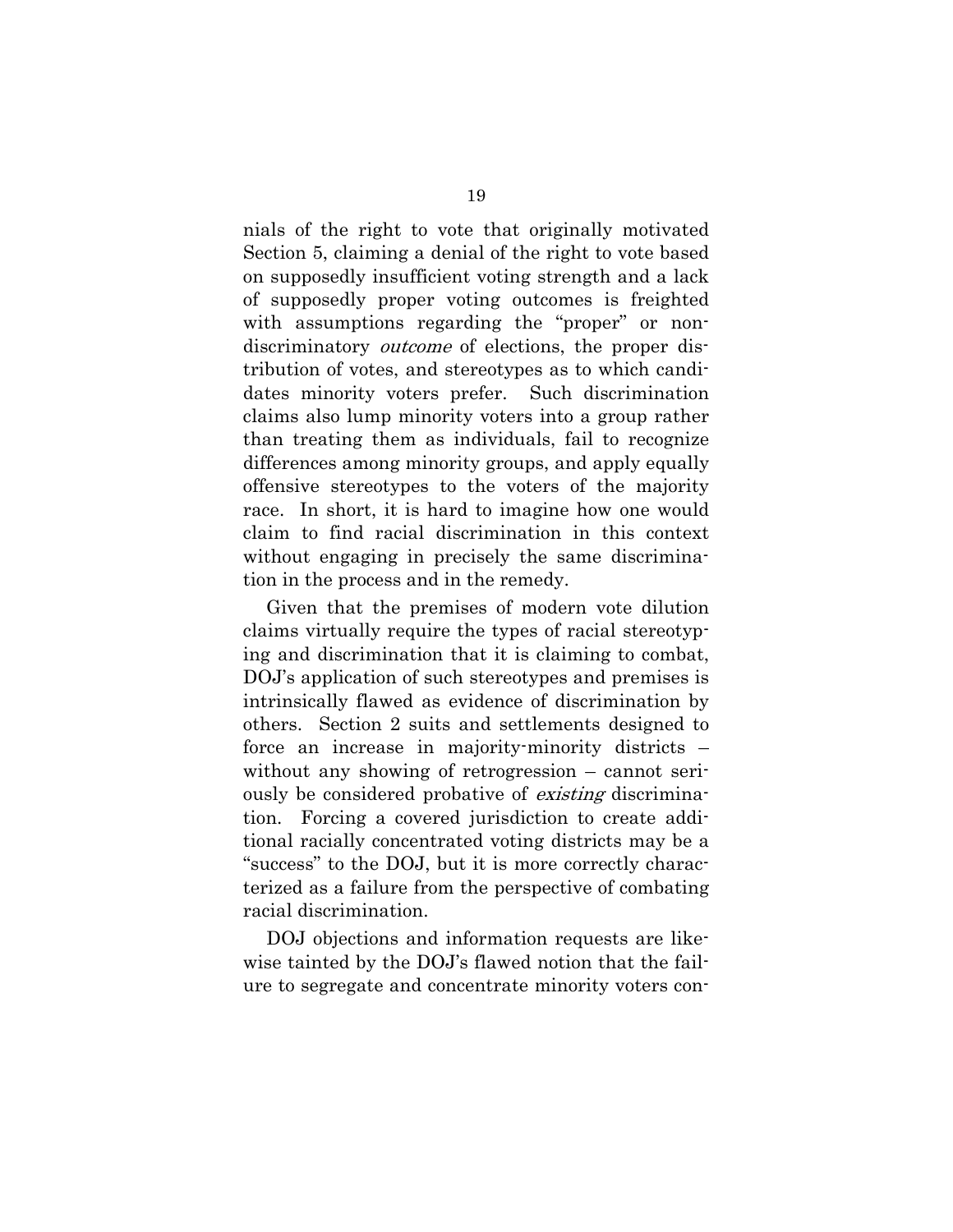nials of the right to vote that originally motivated Section 5, claiming a denial of the right to vote based on supposedly insufficient voting strength and a lack of supposedly proper voting outcomes is freighted with assumptions regarding the "proper" or non-discriminatory *outcome* of elections, the proper distribution of votes, and stereotypes as to which candidates minority voters prefer. Such discrimination claims also lump minority voters into a group rather than treating them as individuals, fail to recognize differences among minority groups, and apply equally offensive stereotypes to the voters of the majority race. In short, it is hard to imagine how one would claim to find racial discrimination in this context without engaging in precisely the same discrimination in the process and in the remedy.

Given that the premises of modern vote dilution claims virtually require the types of racial stereotyping and discrimination that it is claiming to combat, DOJ's application of such stereotypes and premises is intrinsically flawed as evidence of discrimination by others. Section 2 suits and settlements designed to force an increase in majority-minority districts – without any showing of retrogression – cannot seriously be considered probative of *existing* discrimination. Forcing a covered jurisdiction to create additional racially concentrated voting districts may be a "success" to the DOJ, but it is more correctly characterized as a failure from the perspective of combating racial discrimination.

DOJ objections and information requests are likewise tainted by the DOJ's flawed notion that the failure to segregate and concentrate minority voters con-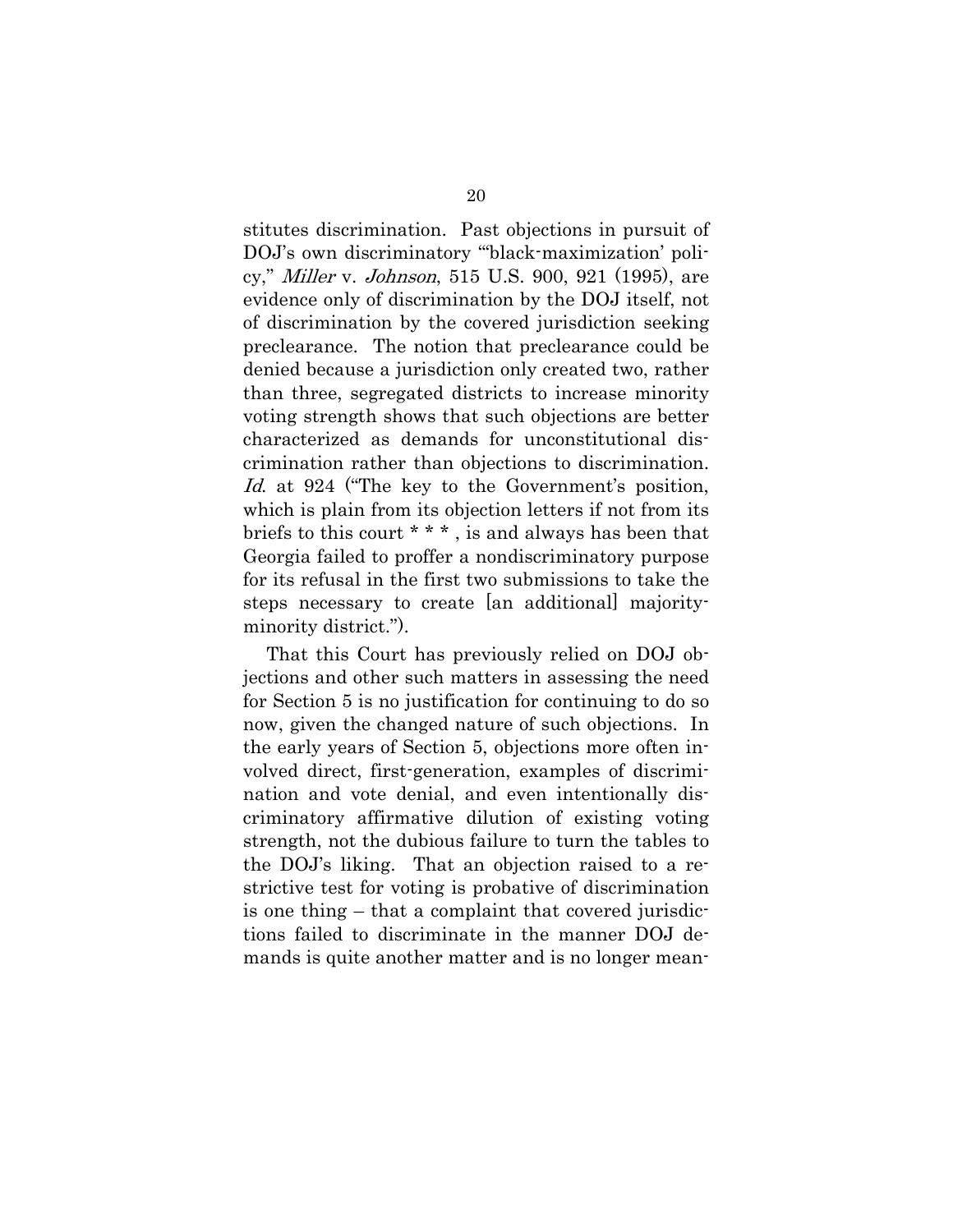stitutes discrimination. Past objections in pursuit of DOJ's own discriminatory "'black-maximization' policy," *Miller* v. *Johnson*, 515 U.S. 900, 921 (1995), are evidence only of discrimination by the DOJ itself, not of discrimination by the covered jurisdiction seeking preclearance. The notion that preclearance could be denied because a jurisdiction only created two, rather than three, segregated districts to increase minority voting strength shows that such objections are better characterized as demands for unconstitutional discrimination rather than objections to discrimination. *Id.* at 924 ("The key to the Government's position, which is plain from its objection letters if not from its briefs to this court * * * , is and always has been that Georgia failed to proffer a nondiscriminatory purpose for its refusal in the first two submissions to take the steps necessary to create [an additional] majority-minority district.").

That this Court has previously relied on DOJ objections and other such matters in assessing the need for Section 5 is no justification for continuing to do so now, given the changed nature of such objections. In the early years of Section 5, objections more often involved direct, first-generation, examples of discrimination and vote denial, and even intentionally discriminatory affirmative dilution of existing voting strength, not the dubious failure to turn the tables to the DOJ's liking. That an objection raised to a restrictive test for voting is probative of discrimination is one thing – that a complaint that covered jurisdictions failed to discriminate in the manner DOJ demands is quite another matter and is no longer mean-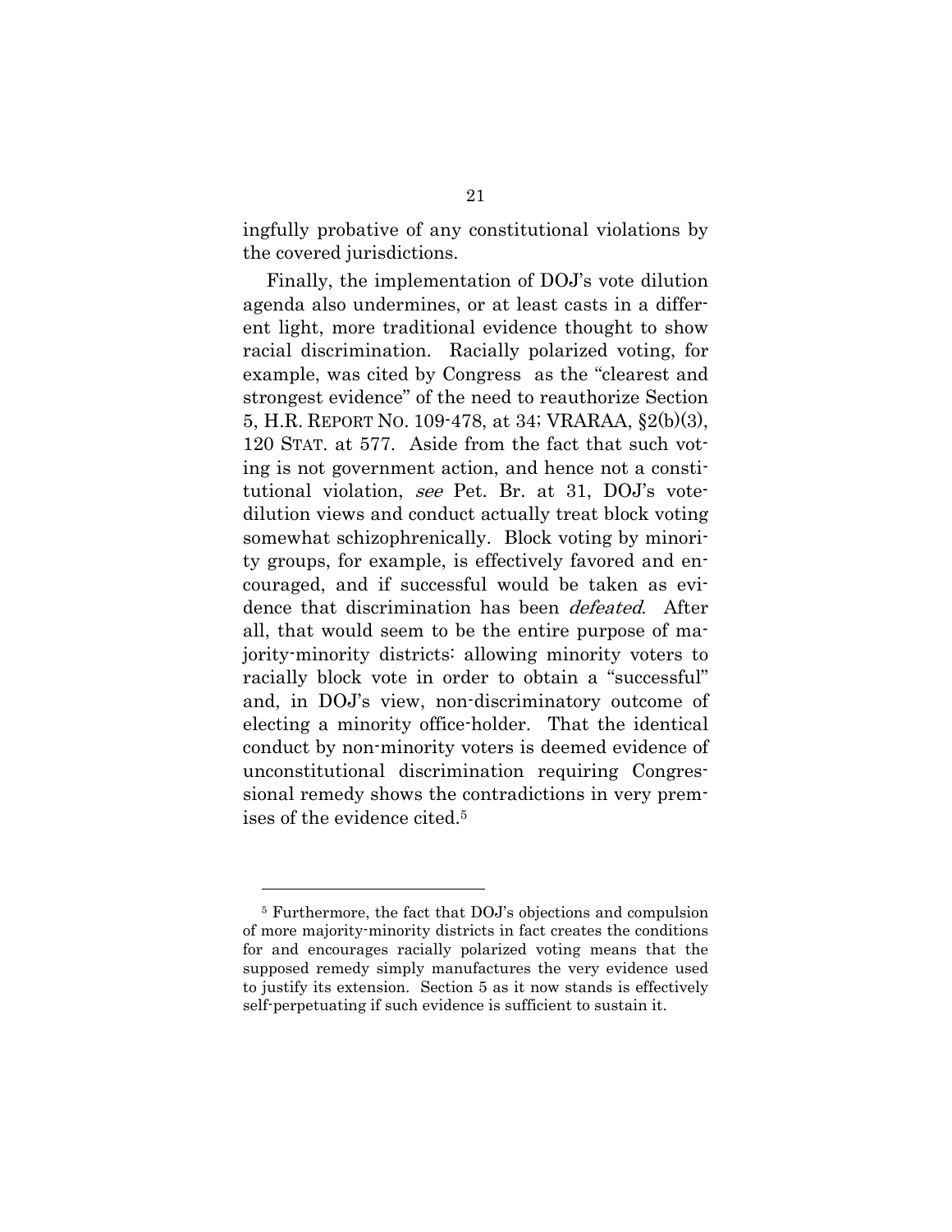ingfully probative of any constitutional violations by the covered jurisdictions.

Finally, the implementation of DOJ's vote dilution agenda also undermines, or at least casts in a different light, more traditional evidence thought to show racial discrimination. Racially polarized voting, for example, was cited by Congress as the "clearest and strongest evidence" of the need to reauthorize Section 5, H.R. REPORT NO. 109-478, at 34; VRARAA, §2(b)(3), 120 STAT. at 577. Aside from the fact that such voting is not government action, and hence not a constitutional violation, *see* Pet. Br. at 31, DOJ's vote-dilution views and conduct actually treat block voting somewhat schizophrenically. Block voting by minority groups, for example, is effectively favored and encouraged, and if successful would be taken as evidence that discrimination has been *defeated*. After all, that would seem to be the entire purpose of majority-minority districts: allowing minority voters to racially block vote in order to obtain a "successful" and, in DOJ's view, non-discriminatory outcome of electing a minority office-holder. That the identical conduct by non-minority voters is deemed evidence of unconstitutional discrimination requiring Congressional remedy shows the contradictions in very premises of the evidence cited.[5]

---

[5] Furthermore, the fact that DOJ's objections and compulsion of more majority-minority districts in fact creates the conditions for and encourages racially polarized voting means that the supposed remedy simply manufactures the very evidence used to justify its extension. Section 5 as it now stands is effectively self-perpetuating if such evidence is sufficient to sustain it.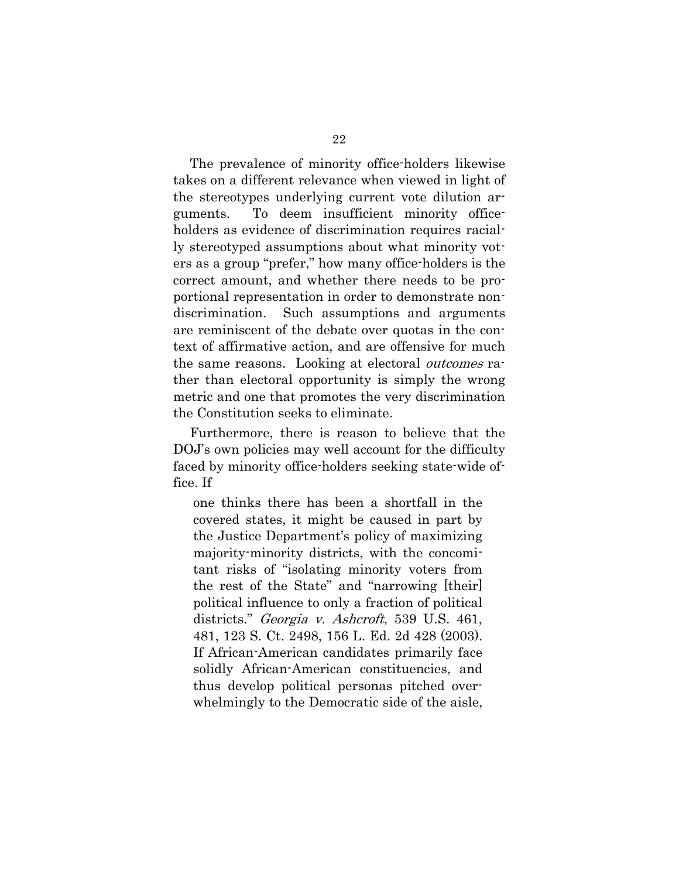The prevalence of minority office-holders likewise takes on a different relevance when viewed in light of the stereotypes underlying current vote dilution arguments. To deem insufficient minority office-holders as evidence of discrimination requires racially stereotyped assumptions about what minority voters as a group "prefer," how many office-holders is the correct amount, and whether there needs to be proportional representation in order to demonstrate non-discrimination. Such assumptions and arguments are reminiscent of the debate over quotas in the context of affirmative action, and are offensive for much the same reasons. Looking at electoral *outcomes* rather than electoral opportunity is simply the wrong metric and one that promotes the very discrimination the Constitution seeks to eliminate.

Furthermore, there is reason to believe that the DOJ's own policies may well account for the difficulty faced by minority office-holders seeking state-wide office. If

> one thinks there has been a shortfall in the covered states, it might be caused in part by the Justice Department's policy of maximizing majority-minority districts, with the concomitant risks of "isolating minority voters from the rest of the State" and "narrowing [their] political influence to only a fraction of political districts." *Georgia v. Ashcroft*, 539 U.S. 461, 481, 123 S. Ct. 2498, 156 L. Ed. 2d 428 (2003). If African-American candidates primarily face solidly African-American constituencies, and thus develop political personas pitched overwhelmingly to the Democratic side of the aisle,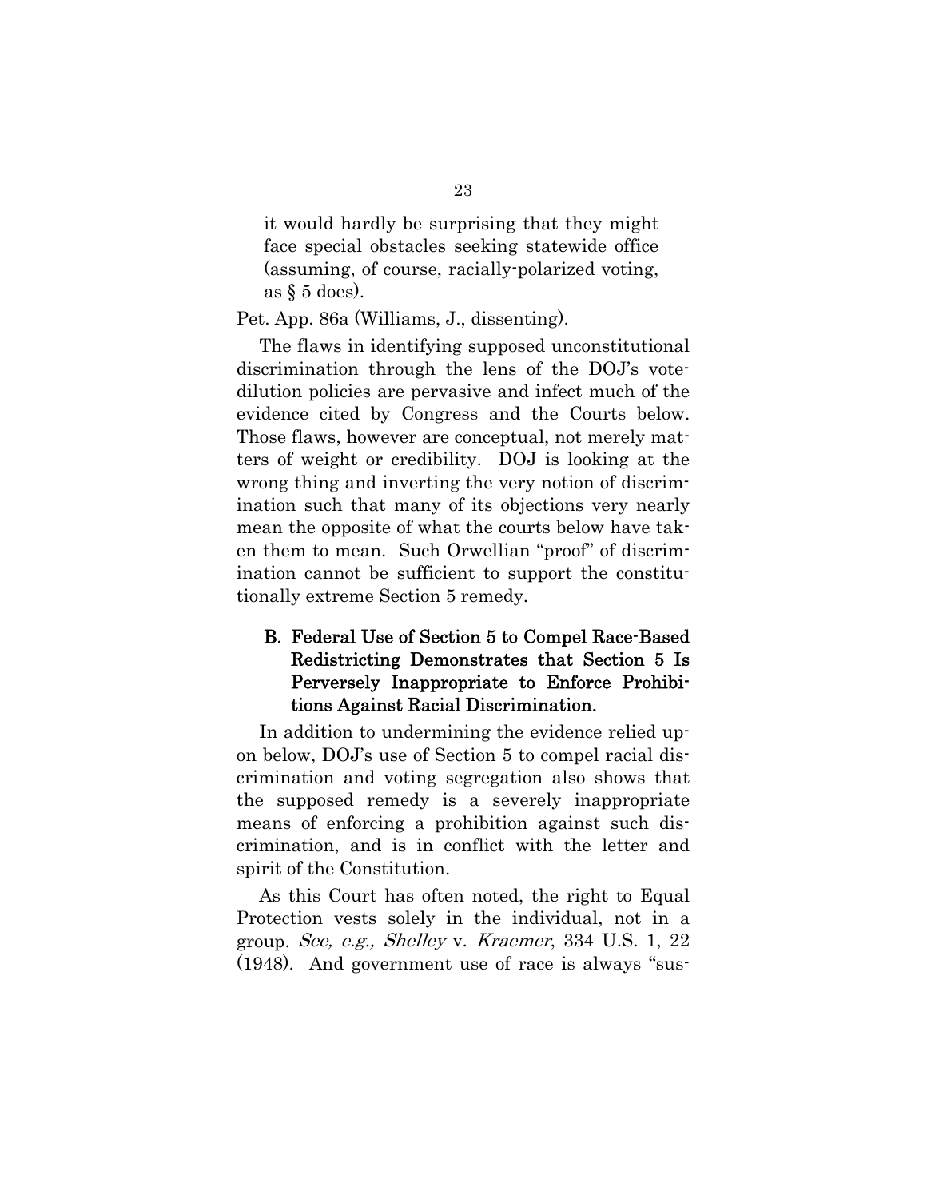> it would hardly be surprising that they might face special obstacles seeking statewide office (assuming, of course, racially-polarized voting, as § 5 does).

Pet. App. 86a (Williams, J., dissenting).

The flaws in identifying supposed unconstitutional discrimination through the lens of the DOJ's vote-dilution policies are pervasive and infect much of the evidence cited by Congress and the Courts below. Those flaws, however are conceptual, not merely matters of weight or credibility. DOJ is looking at the wrong thing and inverting the very notion of discrimination such that many of its objections very nearly mean the opposite of what the courts below have taken them to mean. Such Orwellian "proof" of discrimination cannot be sufficient to support the constitutionally extreme Section 5 remedy.

### B. Federal Use of Section 5 to Compel Race-Based Redistricting Demonstrates that Section 5 Is Perversely Inappropriate to Enforce Prohibitions Against Racial Discrimination.

In addition to undermining the evidence relied upon below, DOJ's use of Section 5 to compel racial discrimination and voting segregation also shows that the supposed remedy is a severely inappropriate means of enforcing a prohibition against such discrimination, and is in conflict with the letter and spirit of the Constitution.

As this Court has often noted, the right to Equal Protection vests solely in the individual, not in a group. *See, e.g., Shelley* v. *Kraemer*, 334 U.S. 1, 22 (1948). And government use of race is always "sus-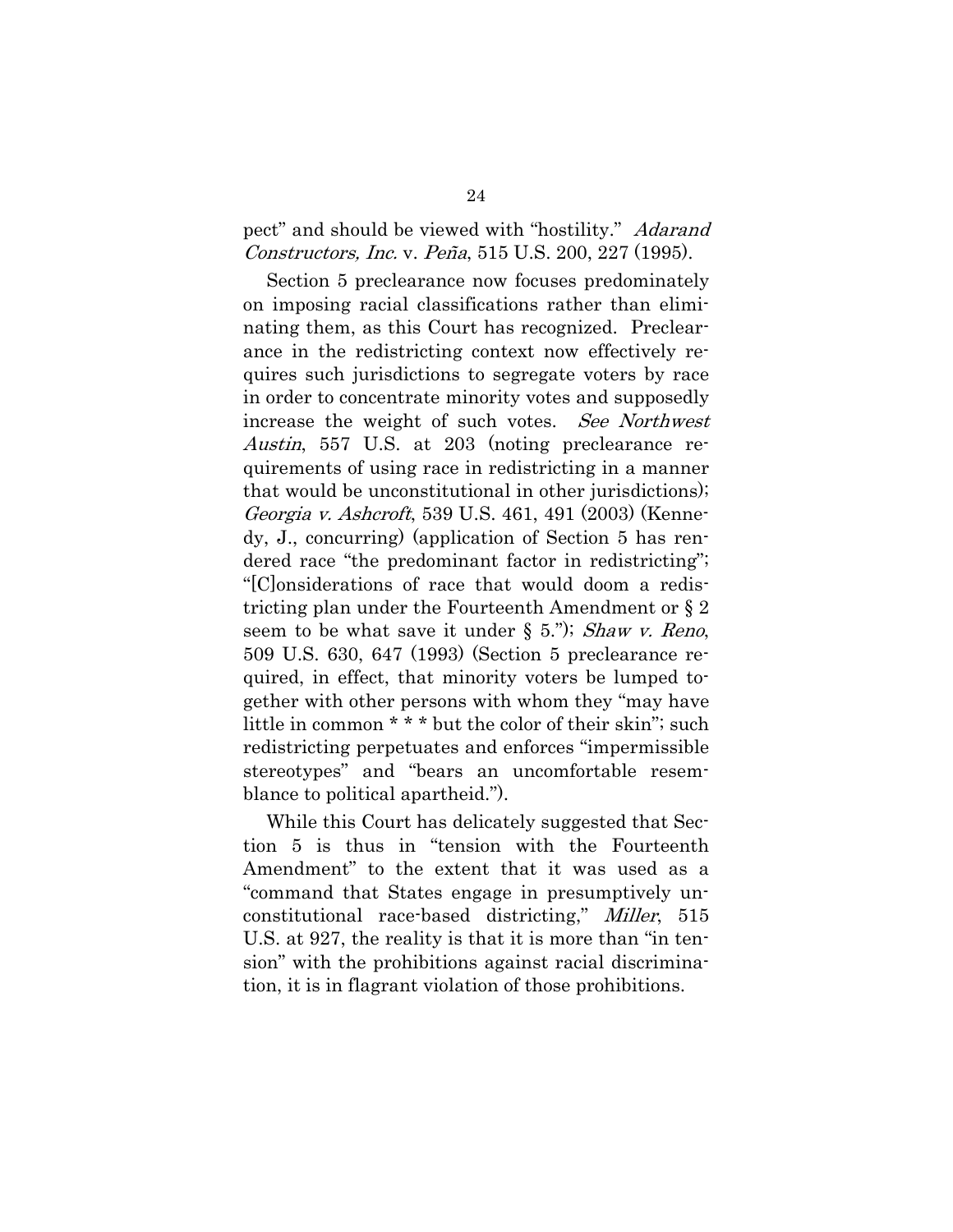pect" and should be viewed with "hostility." *Adarand Constructors, Inc.* v. *Peña*, 515 U.S. 200, 227 (1995).

Section 5 preclearance now focuses predominately on imposing racial classifications rather than eliminating them, as this Court has recognized. Preclearance in the redistricting context now effectively requires such jurisdictions to segregate voters by race in order to concentrate minority votes and supposedly increase the weight of such votes. *See Northwest Austin*, 557 U.S. at 203 (noting preclearance requirements of using race in redistricting in a manner that would be unconstitutional in other jurisdictions); *Georgia v. Ashcroft*, 539 U.S. 461, 491 (2003) (Kennedy, J., concurring) (application of Section 5 has rendered race "the predominant factor in redistricting"; "[C]onsiderations of race that would doom a redistricting plan under the Fourteenth Amendment or § 2 seem to be what save it under § 5."); *Shaw v. Reno*, 509 U.S. 630, 647 (1993) (Section 5 preclearance required, in effect, that minority voters be lumped together with other persons with whom they "may have little in common * * * but the color of their skin"; such redistricting perpetuates and enforces "impermissible stereotypes" and "bears an uncomfortable resemblance to political apartheid.").

While this Court has delicately suggested that Section 5 is thus in "tension with the Fourteenth Amendment" to the extent that it was used as a "command that States engage in presumptively unconstitutional race-based districting," *Miller*, 515 U.S. at 927, the reality is that it is more than "in tension" with the prohibitions against racial discrimination, it is in flagrant violation of those prohibitions.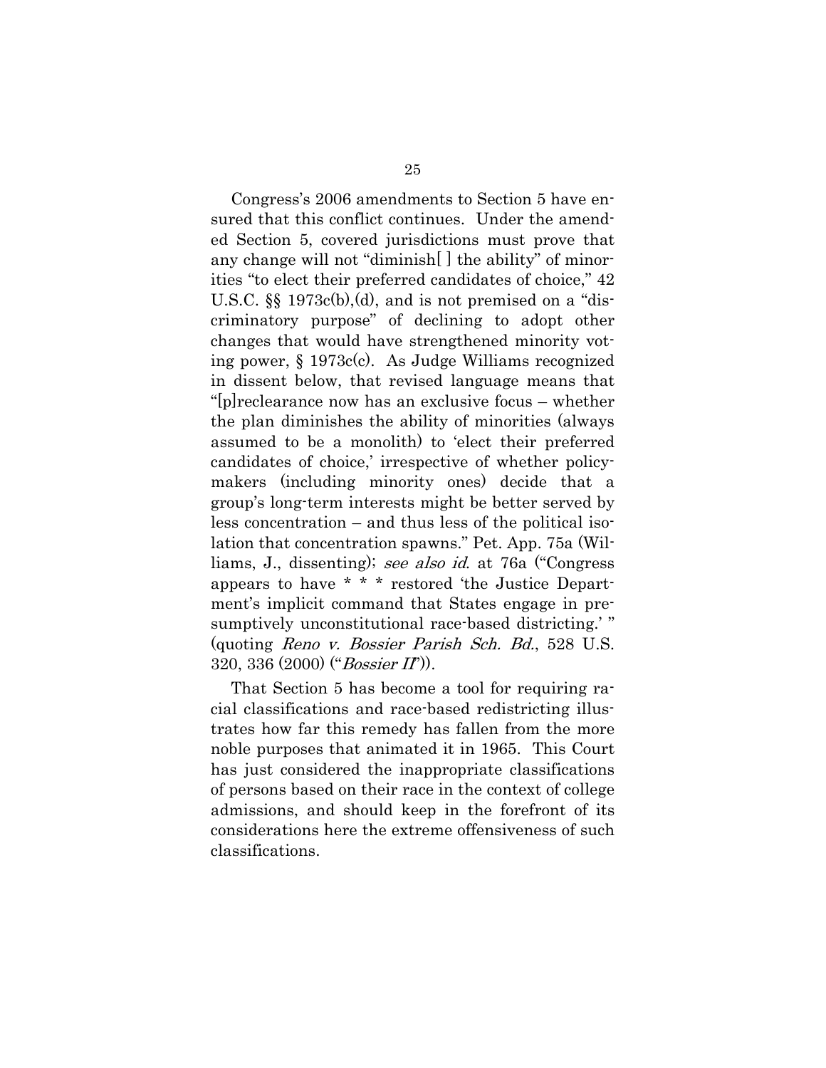Congress's 2006 amendments to Section 5 have ensured that this conflict continues. Under the amended Section 5, covered jurisdictions must prove that any change will not "diminish[ ] the ability" of minorities "to elect their preferred candidates of choice," 42 U.S.C. §§ 1973c(b),(d), and is not premised on a "discriminatory purpose" of declining to adopt other changes that would have strengthened minority voting power, § 1973c(c). As Judge Williams recognized in dissent below, that revised language means that "[p]reclearance now has an exclusive focus – whether the plan diminishes the ability of minorities (always assumed to be a monolith) to 'elect their preferred candidates of choice,' irrespective of whether policymakers (including minority ones) decide that a group's long-term interests might be better served by less concentration – and thus less of the political isolation that concentration spawns." Pet. App. 75a (Williams, J., dissenting); *see also id.* at 76a ("Congress appears to have * * * restored 'the Justice Department's implicit command that States engage in presumptively unconstitutional race-based districting.' " (quoting *Reno v. Bossier Parish Sch. Bd.*, 528 U.S. 320, 336 (2000) ("*Bossier II*")).

That Section 5 has become a tool for requiring racial classifications and race-based redistricting illustrates how far this remedy has fallen from the more noble purposes that animated it in 1965. This Court has just considered the inappropriate classifications of persons based on their race in the context of college admissions, and should keep in the forefront of its considerations here the extreme offensiveness of such classifications.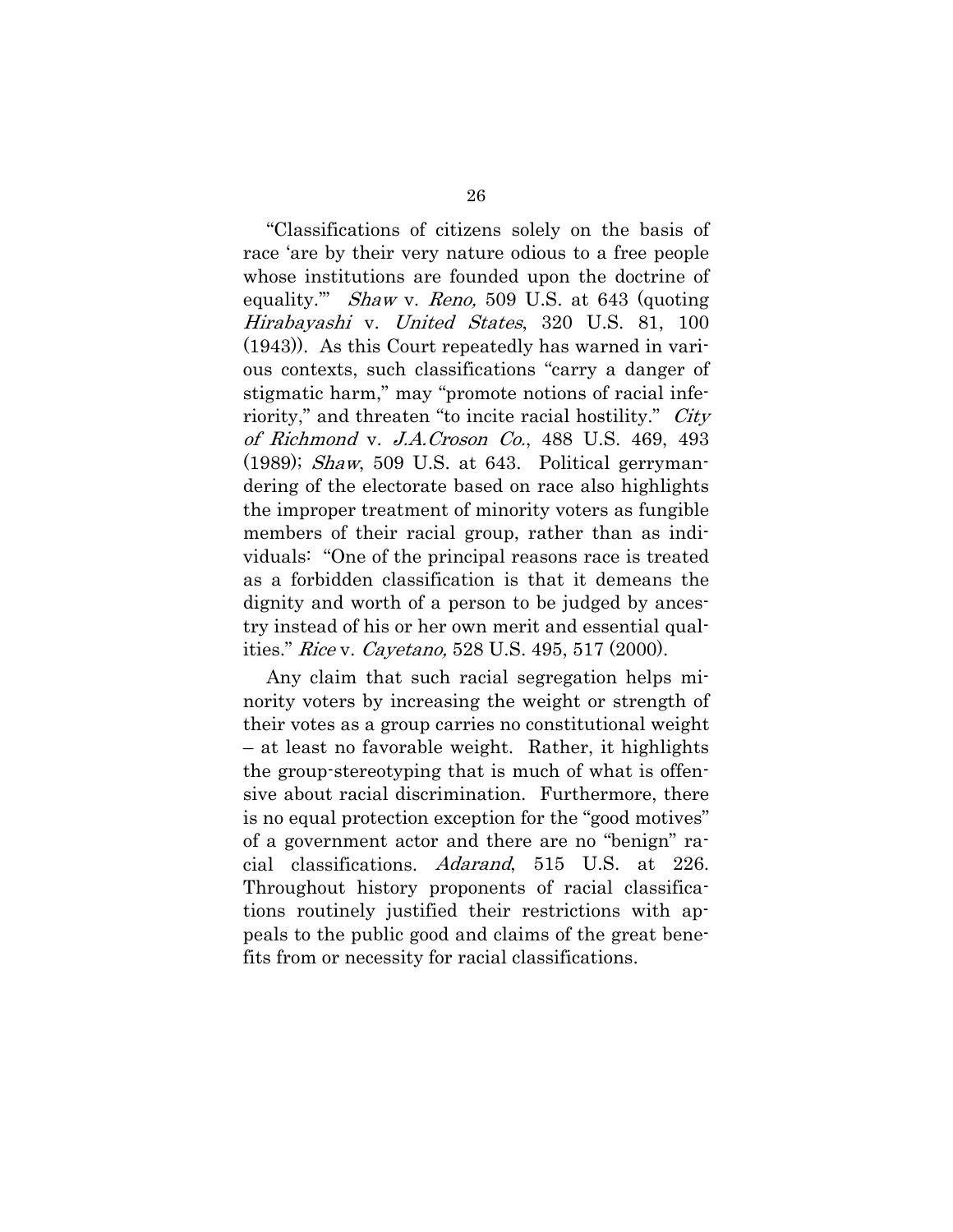"Classifications of citizens solely on the basis of race 'are by their very nature odious to a free people whose institutions are founded upon the doctrine of equality.'" *Shaw* v. *Reno,* 509 U.S. at 643 (quoting *Hirabayashi* v. *United States*, 320 U.S. 81, 100 (1943)). As this Court repeatedly has warned in various contexts, such classifications "carry a danger of stigmatic harm," may "promote notions of racial inferiority," and threaten "to incite racial hostility." *City of Richmond* v. *J.A.Croson Co.*, 488 U.S. 469, 493 (1989); *Shaw*, 509 U.S. at 643. Political gerrymandering of the electorate based on race also highlights the improper treatment of minority voters as fungible members of their racial group, rather than as individuals: "One of the principal reasons race is treated as a forbidden classification is that it demeans the dignity and worth of a person to be judged by ancestry instead of his or her own merit and essential qualities." *Rice* v. *Cayetano,* 528 U.S. 495, 517 (2000).

Any claim that such racial segregation helps minority voters by increasing the weight or strength of their votes as a group carries no constitutional weight – at least no favorable weight. Rather, it highlights the group-stereotyping that is much of what is offensive about racial discrimination. Furthermore, there is no equal protection exception for the "good motives" of a government actor and there are no "benign" racial classifications. *Adarand*, 515 U.S. at 226. Throughout history proponents of racial classifications routinely justified their restrictions with appeals to the public good and claims of the great benefits from or necessity for racial classifications.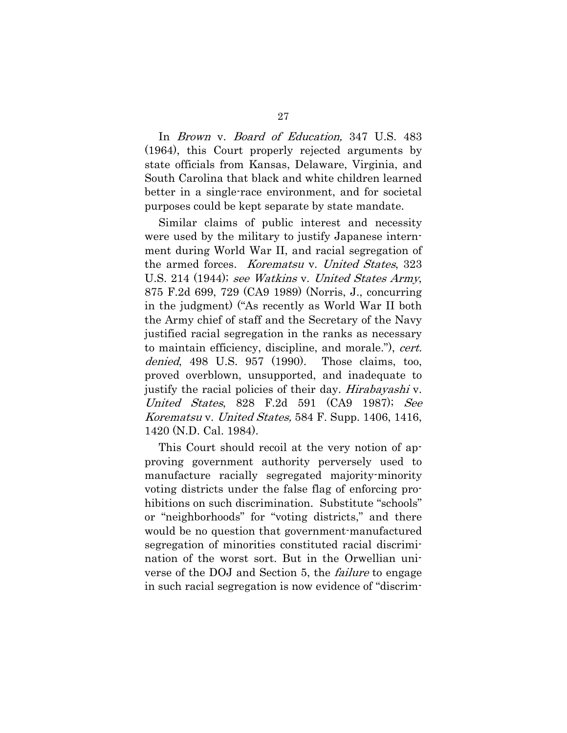In *Brown* v. *Board of Education,* 347 U.S. 483 (1964), this Court properly rejected arguments by state officials from Kansas, Delaware, Virginia, and South Carolina that black and white children learned better in a single-race environment, and for societal purposes could be kept separate by state mandate.

Similar claims of public interest and necessity were used by the military to justify Japanese internment during World War II, and racial segregation of the armed forces. *Korematsu* v. *United States*, 323 U.S. 214 (1944); *see Watkins* v. *United States Army*, 875 F.2d 699, 729 (CA9 1989) (Norris, J., concurring in the judgment) ("As recently as World War II both the Army chief of staff and the Secretary of the Navy justified racial segregation in the ranks as necessary to maintain efficiency, discipline, and morale."), *cert. denied*, 498 U.S. 957 (1990). Those claims, too, proved overblown, unsupported, and inadequate to justify the racial policies of their day. *Hirabayashi* v. *United States*, 828 F.2d 591 (CA9 1987); *See Korematsu* v. *United States,* 584 F. Supp. 1406, 1416, 1420 (N.D. Cal. 1984).

This Court should recoil at the very notion of approving government authority perversely used to manufacture racially segregated majority-minority voting districts under the false flag of enforcing prohibitions on such discrimination. Substitute "schools" or "neighborhoods" for "voting districts," and there would be no question that government-manufactured segregation of minorities constituted racial discrimination of the worst sort. But in the Orwellian universe of the DOJ and Section 5, the *failure* to engage in such racial segregation is now evidence of "discrim-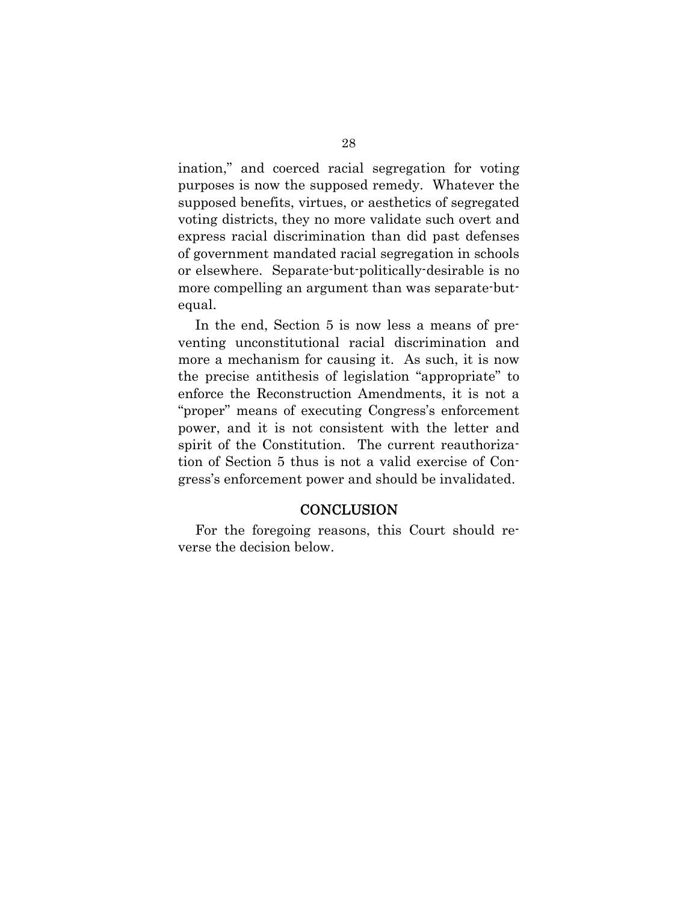ination," and coerced racial segregation for voting purposes is now the supposed remedy. Whatever the supposed benefits, virtues, or aesthetics of segregated voting districts, they no more validate such overt and express racial discrimination than did past defenses of government mandated racial segregation in schools or elsewhere. Separate-but-politically-desirable is no more compelling an argument than was separate-but-equal.

In the end, Section 5 is now less a means of preventing unconstitutional racial discrimination and more a mechanism for causing it. As such, it is now the precise antithesis of legislation "appropriate" to enforce the Reconstruction Amendments, it is not a "proper" means of executing Congress's enforcement power, and it is not consistent with the letter and spirit of the Constitution. The current reauthorization of Section 5 thus is not a valid exercise of Congress's enforcement power and should be invalidated.

## CONCLUSION

For the foregoing reasons, this Court should reverse the decision below.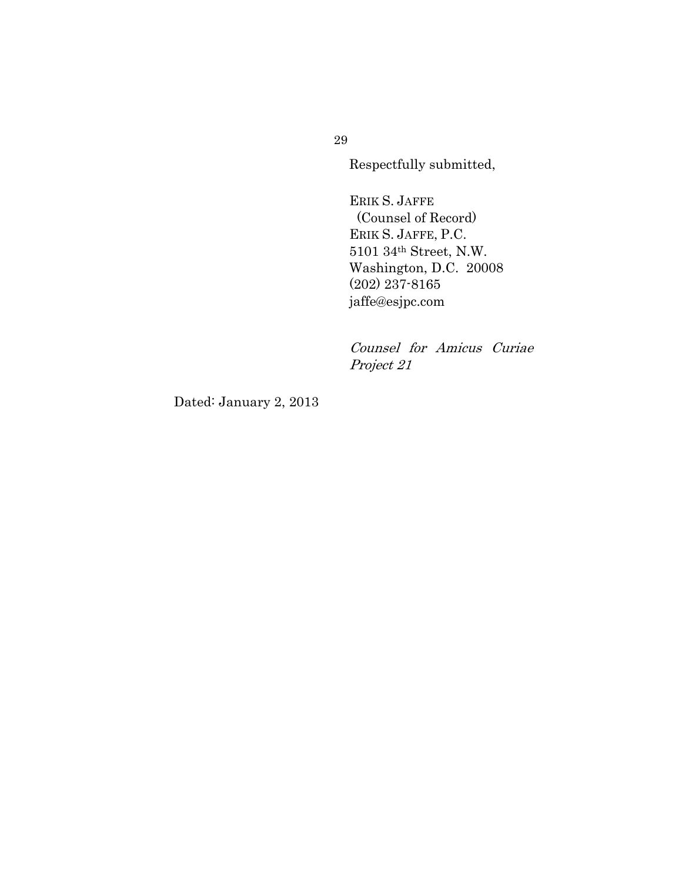Respectfully submitted,

ERIK S. JAFFE
(Counsel of Record)
ERIK S. JAFFE, P.C.
5101 34th Street, N.W.
Washington, D.C. 20008
(202) 237-8165
jaffe@esjpc.com

*Counsel for Amicus Curiae Project 21*

Dated: January 2, 2013